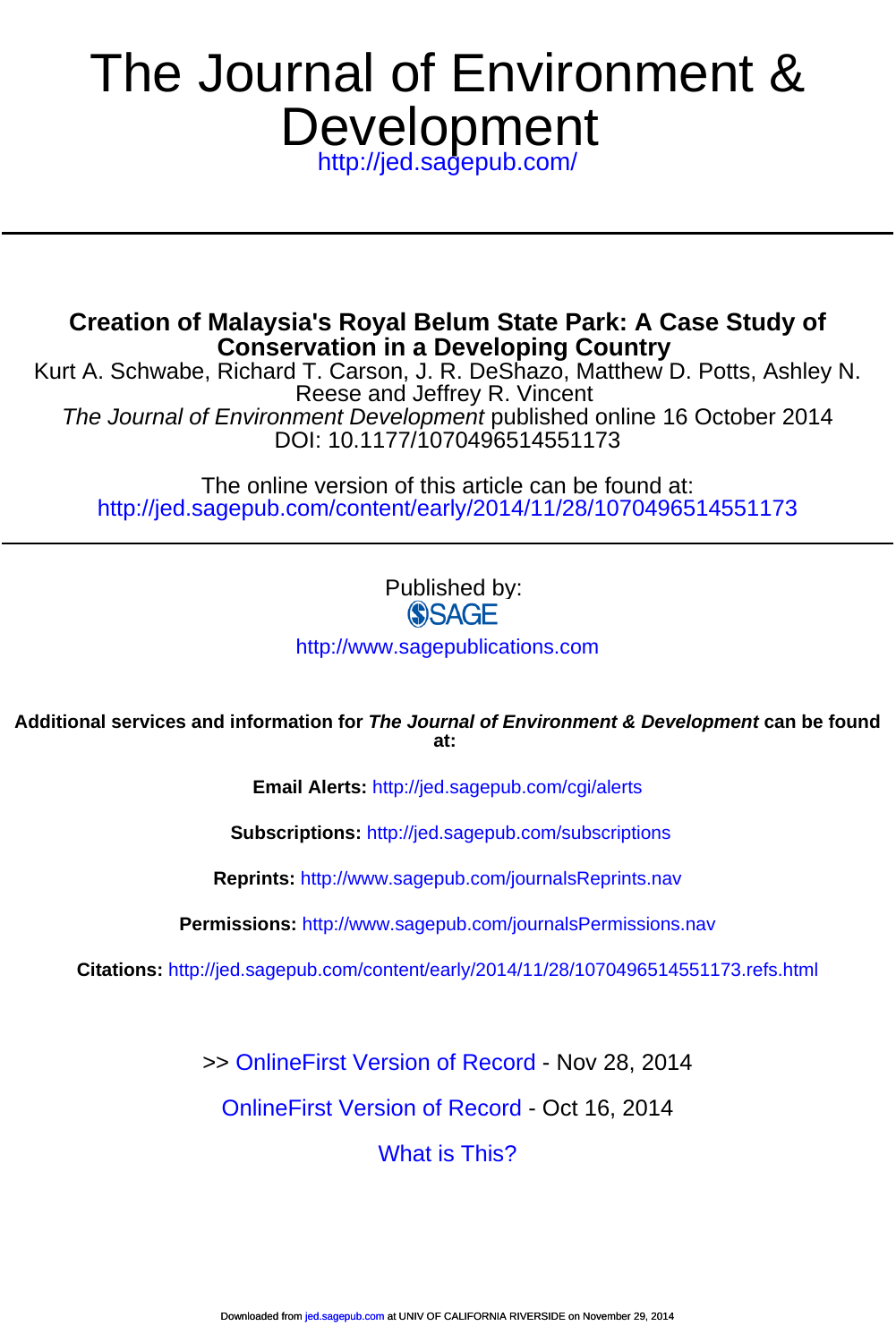# The Journal of Environment & Development

http://jed.sagepub.com/

---

## Creation of Malaysia's Royal Belum State Park: A Case Study of Conservation in a Developing Country

Kurt A. Schwabe, Richard T. Carson, J. R. DeShazo, Matthew D. Potts, Ashley N. Reese and Jeffrey R. Vincent

*The Journal of Environment Development* published online 16 October 2014

DOI: 10.1177/1070496514551173

The online version of this article can be found at:

http://jed.sagepub.com/content/early/2014/11/28/1070496514551173

---

Published by:

SAGE

http://www.sagepublications.com

**Additional services and information for *The Journal of Environment & Development* can be found at:**

**Email Alerts:** http://jed.sagepub.com/cgi/alerts

**Subscriptions:** http://jed.sagepub.com/subscriptions

**Reprints:** http://www.sagepub.com/journalsReprints.nav

**Permissions:** http://www.sagepub.com/journalsPermissions.nav

**Citations:** http://jed.sagepub.com/content/early/2014/11/28/1070496514551173.refs.html

>> OnlineFirst Version of Record - Nov 28, 2014

OnlineFirst Version of Record - Oct 16, 2014

What is This?

Downloaded from jed.sagepub.com at UNIV OF CALIFORNIA RIVERSIDE on November 29, 2014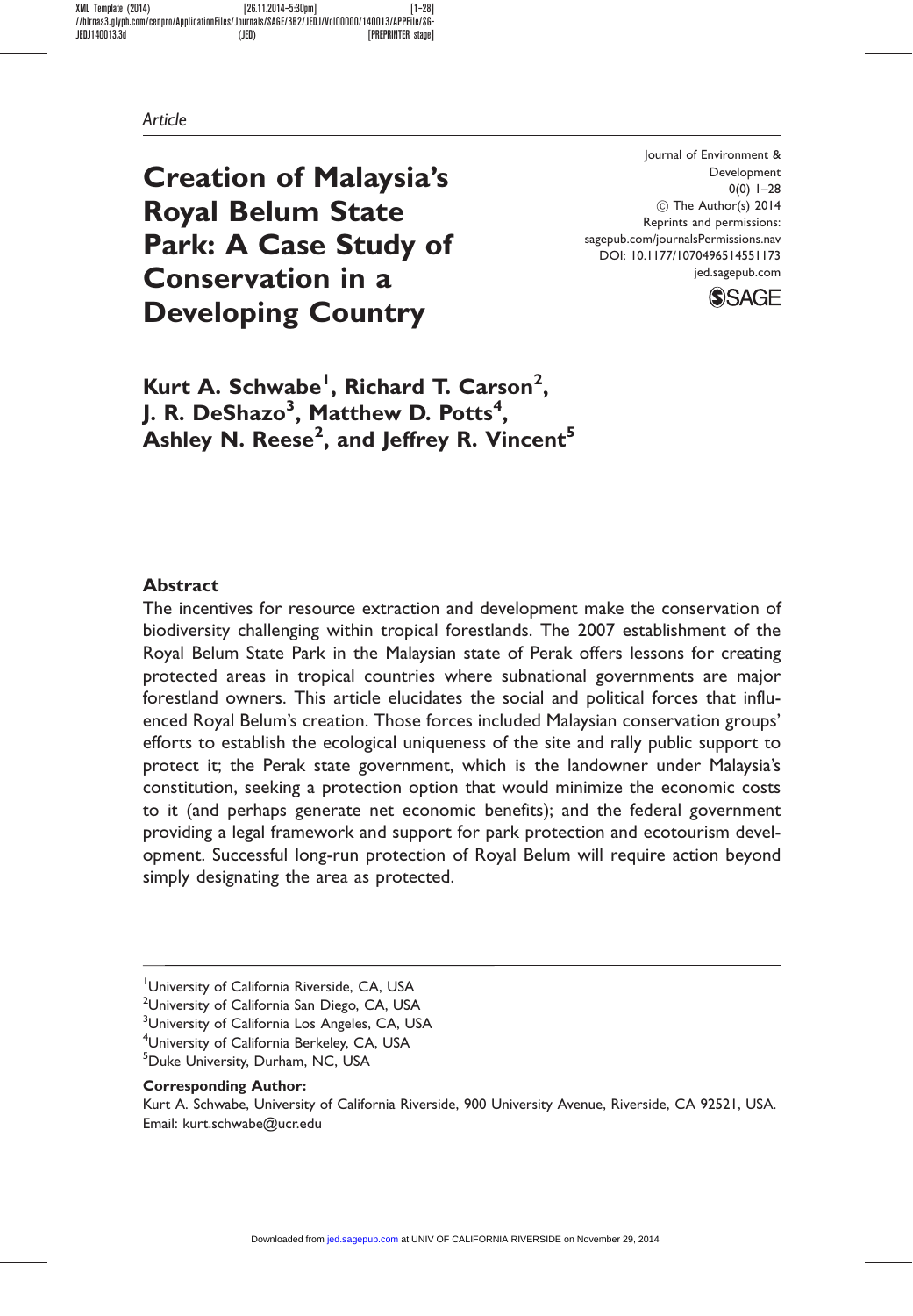*Article*

# Creation of Malaysia's Royal Belum State Park: A Case Study of Conservation in a Developing Country

Journal of Environment & Development
0(0) 1–28
© The Author(s) 2014
Reprints and permissions: sagepub.com/journalsPermissions.nav
DOI: 10.1177/1070496514551173
jed.sagepub.com

**Kurt A. Schwabe[1], Richard T. Carson[2], J. R. DeShazo[3], Matthew D. Potts[4], Ashley N. Reese[2], and Jeffrey R. Vincent[5]**

## Abstract

The incentives for resource extraction and development make the conservation of biodiversity challenging within tropical forestlands. The 2007 establishment of the Royal Belum State Park in the Malaysian state of Perak offers lessons for creating protected areas in tropical countries where subnational governments are major forestland owners. This article elucidates the social and political forces that influenced Royal Belum's creation. Those forces included Malaysian conservation groups' efforts to establish the ecological uniqueness of the site and rally public support to protect it; the Perak state government, which is the landowner under Malaysia's constitution, seeking a protection option that would minimize the economic costs to it (and perhaps generate net economic benefits); and the federal government providing a legal framework and support for park protection and ecotourism development. Successful long-run protection of Royal Belum will require action beyond simply designating the area as protected.

[1]University of California Riverside, CA, USA
[2]University of California San Diego, CA, USA
[3]University of California Los Angeles, CA, USA
[4]University of California Berkeley, CA, USA
[5]Duke University, Durham, NC, USA

**Corresponding Author:**
Kurt A. Schwabe, University of California Riverside, 900 University Avenue, Riverside, CA 92521, USA.
Email: kurt.schwabe@ucr.edu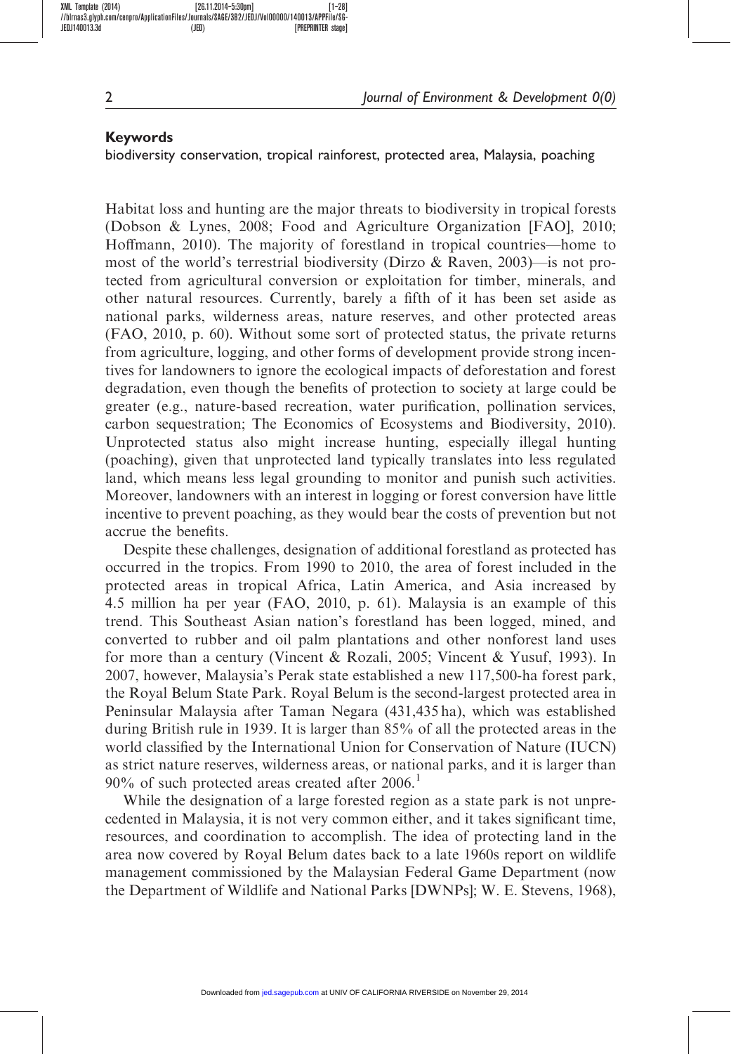**Keywords**

biodiversity conservation, tropical rainforest, protected area, Malaysia, poaching

Habitat loss and hunting are the major threats to biodiversity in tropical forests (Dobson & Lynes, 2008; Food and Agriculture Organization [FAO], 2010; Hoffmann, 2010). The majority of forestland in tropical countries—home to most of the world's terrestrial biodiversity (Dirzo & Raven, 2003)—is not protected from agricultural conversion or exploitation for timber, minerals, and other natural resources. Currently, barely a fifth of it has been set aside as national parks, wilderness areas, nature reserves, and other protected areas (FAO, 2010, p. 60). Without some sort of protected status, the private returns from agriculture, logging, and other forms of development provide strong incentives for landowners to ignore the ecological impacts of deforestation and forest degradation, even though the benefits of protection to society at large could be greater (e.g., nature-based recreation, water purification, pollination services, carbon sequestration; The Economics of Ecosystems and Biodiversity, 2010). Unprotected status also might increase hunting, especially illegal hunting (poaching), given that unprotected land typically translates into less regulated land, which means less legal grounding to monitor and punish such activities. Moreover, landowners with an interest in logging or forest conversion have little incentive to prevent poaching, as they would bear the costs of prevention but not accrue the benefits.

Despite these challenges, designation of additional forestland as protected has occurred in the tropics. From 1990 to 2010, the area of forest included in the protected areas in tropical Africa, Latin America, and Asia increased by 4.5 million ha per year (FAO, 2010, p. 61). Malaysia is an example of this trend. This Southeast Asian nation's forestland has been logged, mined, and converted to rubber and oil palm plantations and other nonforest land uses for more than a century (Vincent & Rozali, 2005; Vincent & Yusuf, 1993). In 2007, however, Malaysia's Perak state established a new 117,500-ha forest park, the Royal Belum State Park. Royal Belum is the second-largest protected area in Peninsular Malaysia after Taman Negara (431,435 ha), which was established during British rule in 1939. It is larger than 85% of all the protected areas in the world classified by the International Union for Conservation of Nature (IUCN) as strict nature reserves, wilderness areas, or national parks, and it is larger than 90% of such protected areas created after 2006.[1]

While the designation of a large forested region as a state park is not unprecedented in Malaysia, it is not very common either, and it takes significant time, resources, and coordination to accomplish. The idea of protecting land in the area now covered by Royal Belum dates back to a late 1960s report on wildlife management commissioned by the Malaysian Federal Game Department (now the Department of Wildlife and National Parks [DWNPs]; W. E. Stevens, 1968),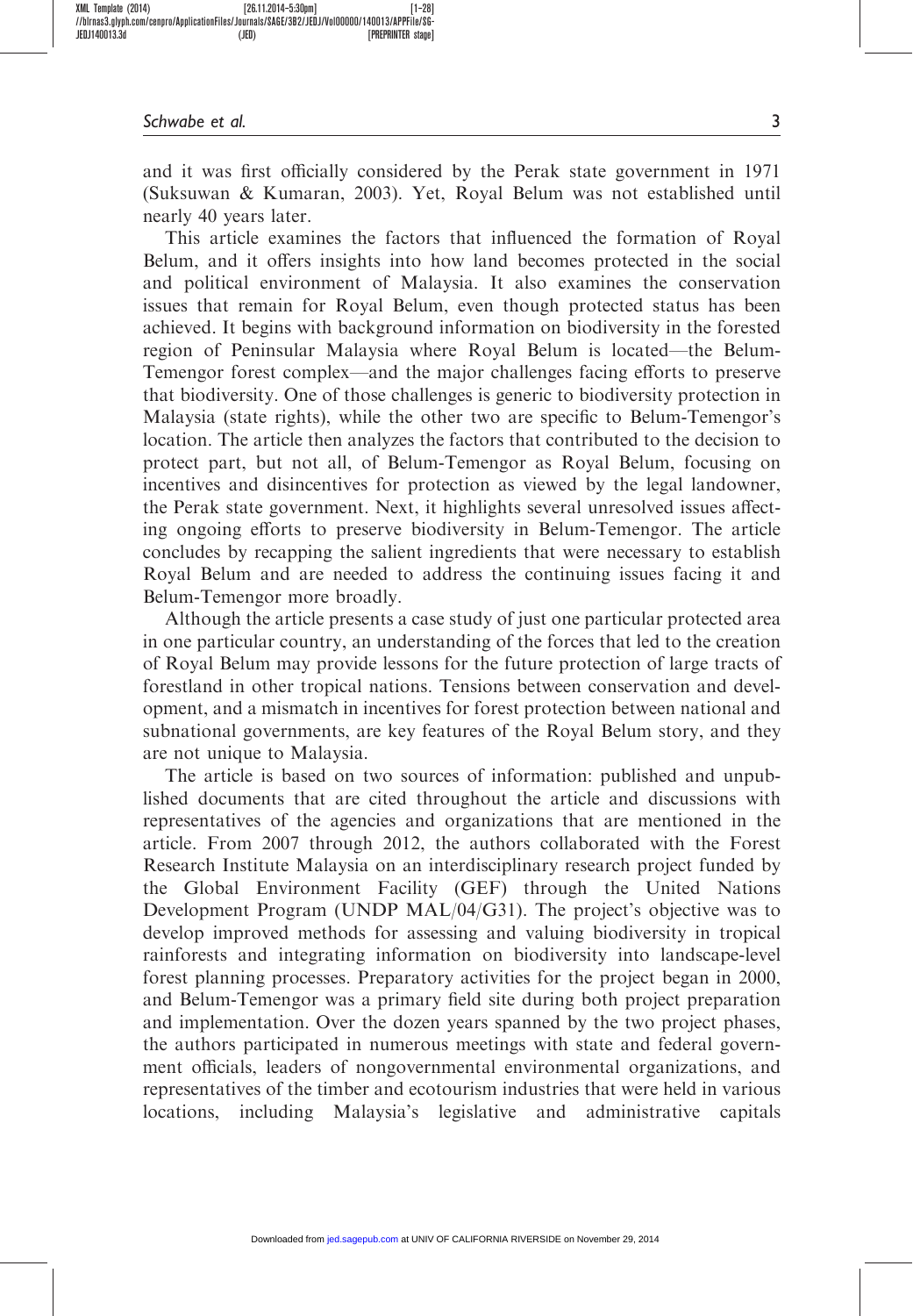and it was first officially considered by the Perak state government in 1971 (Suksuwan & Kumaran, 2003). Yet, Royal Belum was not established until nearly 40 years later.

This article examines the factors that influenced the formation of Royal Belum, and it offers insights into how land becomes protected in the social and political environment of Malaysia. It also examines the conservation issues that remain for Royal Belum, even though protected status has been achieved. It begins with background information on biodiversity in the forested region of Peninsular Malaysia where Royal Belum is located—the Belum-Temengor forest complex—and the major challenges facing efforts to preserve that biodiversity. One of those challenges is generic to biodiversity protection in Malaysia (state rights), while the other two are specific to Belum-Temengor's location. The article then analyzes the factors that contributed to the decision to protect part, but not all, of Belum-Temengor as Royal Belum, focusing on incentives and disincentives for protection as viewed by the legal landowner, the Perak state government. Next, it highlights several unresolved issues affecting ongoing efforts to preserve biodiversity in Belum-Temengor. The article concludes by recapping the salient ingredients that were necessary to establish Royal Belum and are needed to address the continuing issues facing it and Belum-Temengor more broadly.

Although the article presents a case study of just one particular protected area in one particular country, an understanding of the forces that led to the creation of Royal Belum may provide lessons for the future protection of large tracts of forestland in other tropical nations. Tensions between conservation and development, and a mismatch in incentives for forest protection between national and subnational governments, are key features of the Royal Belum story, and they are not unique to Malaysia.

The article is based on two sources of information: published and unpublished documents that are cited throughout the article and discussions with representatives of the agencies and organizations that are mentioned in the article. From 2007 through 2012, the authors collaborated with the Forest Research Institute Malaysia on an interdisciplinary research project funded by the Global Environment Facility (GEF) through the United Nations Development Program (UNDP MAL/04/G31). The project's objective was to develop improved methods for assessing and valuing biodiversity in tropical rainforests and integrating information on biodiversity into landscape-level forest planning processes. Preparatory activities for the project began in 2000, and Belum-Temengor was a primary field site during both project preparation and implementation. Over the dozen years spanned by the two project phases, the authors participated in numerous meetings with state and federal government officials, leaders of nongovernmental environmental organizations, and representatives of the timber and ecotourism industries that were held in various locations, including Malaysia's legislative and administrative capitals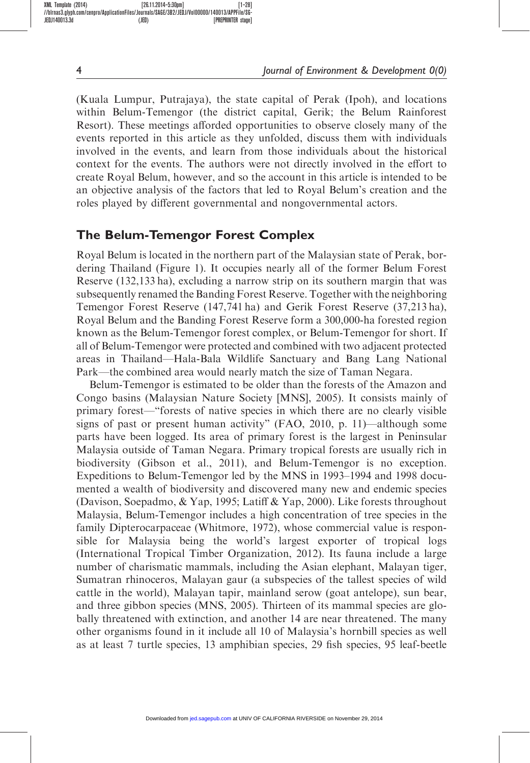(Kuala Lumpur, Putrajaya), the state capital of Perak (Ipoh), and locations within Belum-Temengor (the district capital, Gerik; the Belum Rainforest Resort). These meetings afforded opportunities to observe closely many of the events reported in this article as they unfolded, discuss them with individuals involved in the events, and learn from those individuals about the historical context for the events. The authors were not directly involved in the effort to create Royal Belum, however, and so the account in this article is intended to be an objective analysis of the factors that led to Royal Belum's creation and the roles played by different governmental and nongovernmental actors.

## The Belum-Temengor Forest Complex

Royal Belum is located in the northern part of the Malaysian state of Perak, bordering Thailand (Figure 1). It occupies nearly all of the former Belum Forest Reserve (132,133 ha), excluding a narrow strip on its southern margin that was subsequently renamed the Banding Forest Reserve. Together with the neighboring Temengor Forest Reserve (147,741 ha) and Gerik Forest Reserve (37,213 ha), Royal Belum and the Banding Forest Reserve form a 300,000-ha forested region known as the Belum-Temengor forest complex, or Belum-Temengor for short. If all of Belum-Temengor were protected and combined with two adjacent protected areas in Thailand—Hala-Bala Wildlife Sanctuary and Bang Lang National Park—the combined area would nearly match the size of Taman Negara.

Belum-Temengor is estimated to be older than the forests of the Amazon and Congo basins (Malaysian Nature Society [MNS], 2005). It consists mainly of primary forest—"forests of native species in which there are no clearly visible signs of past or present human activity" (FAO, 2010, p. 11)—although some parts have been logged. Its area of primary forest is the largest in Peninsular Malaysia outside of Taman Negara. Primary tropical forests are usually rich in biodiversity (Gibson et al., 2011), and Belum-Temengor is no exception. Expeditions to Belum-Temengor led by the MNS in 1993–1994 and 1998 documented a wealth of biodiversity and discovered many new and endemic species (Davison, Soepadmo, & Yap, 1995; Latiff & Yap, 2000). Like forests throughout Malaysia, Belum-Temengor includes a high concentration of tree species in the family Dipterocarpaceae (Whitmore, 1972), whose commercial value is responsible for Malaysia being the world's largest exporter of tropical logs (International Tropical Timber Organization, 2012). Its fauna include a large number of charismatic mammals, including the Asian elephant, Malayan tiger, Sumatran rhinoceros, Malayan gaur (a subspecies of the tallest species of wild cattle in the world), Malayan tapir, mainland serow (goat antelope), sun bear, and three gibbon species (MNS, 2005). Thirteen of its mammal species are globally threatened with extinction, and another 14 are near threatened. The many other organisms found in it include all 10 of Malaysia's hornbill species as well as at least 7 turtle species, 13 amphibian species, 29 fish species, 95 leaf-beetle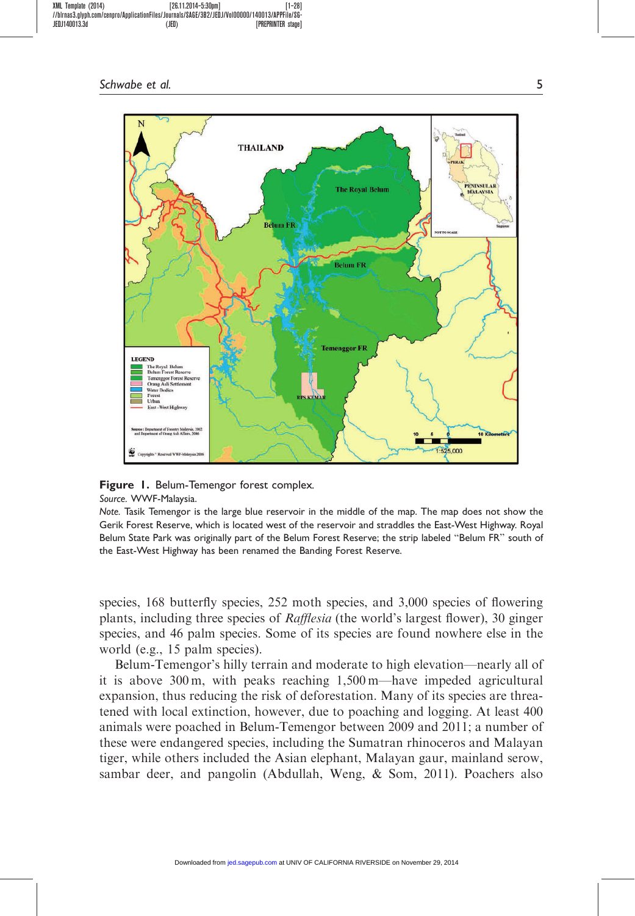**Figure 1.** Belum-Temengor forest complex.

*Source.* WWF-Malaysia.

*Note.* Tasik Temengor is the large blue reservoir in the middle of the map. The map does not show the Gerik Forest Reserve, which is located west of the reservoir and straddles the East-West Highway. Royal Belum State Park was originally part of the Belum Forest Reserve; the strip labeled "Belum FR" south of the East-West Highway has been renamed the Banding Forest Reserve.

species, 168 butterfly species, 252 moth species, and 3,000 species of flowering plants, including three species of *Rafflesia* (the world's largest flower), 30 ginger species, and 46 palm species. Some of its species are found nowhere else in the world (e.g., 15 palm species).

Belum-Temengor's hilly terrain and moderate to high elevation—nearly all of it is above 300 m, with peaks reaching 1,500 m—have impeded agricultural expansion, thus reducing the risk of deforestation. Many of its species are threatened with local extinction, however, due to poaching and logging. At least 400 animals were poached in Belum-Temengor between 2009 and 2011; a number of these were endangered species, including the Sumatran rhinoceros and Malayan tiger, while others included the Asian elephant, Malayan gaur, mainland serow, sambar deer, and pangolin (Abdullah, Weng, & Som, 2011). Poachers also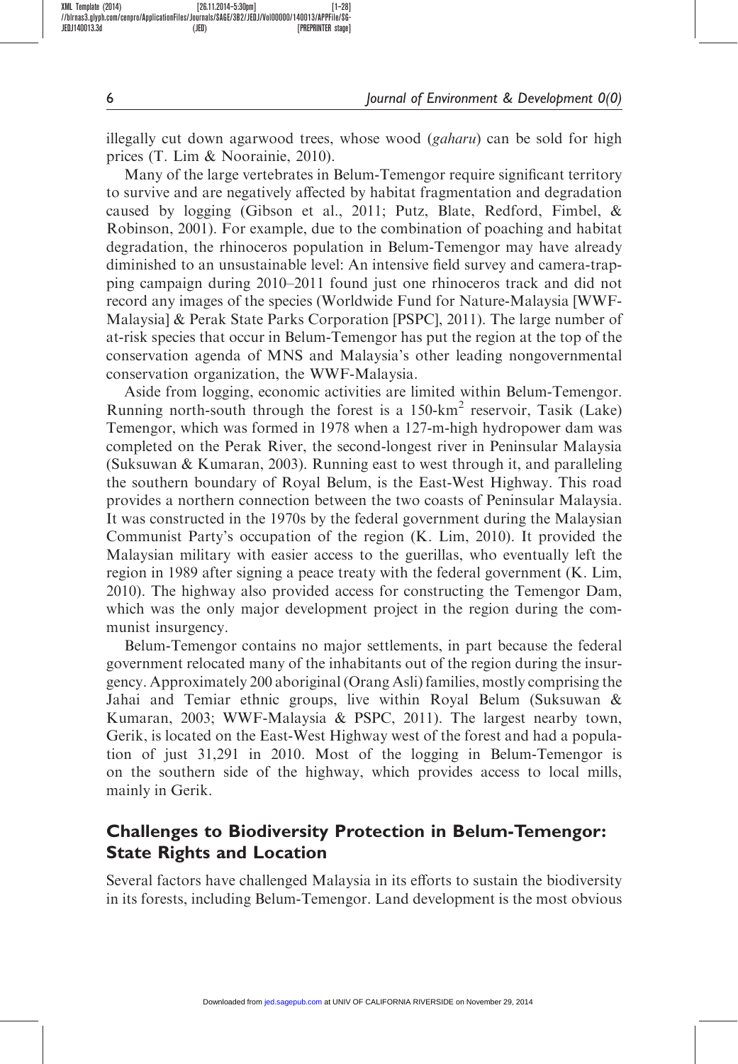illegally cut down agarwood trees, whose wood (*gaharu*) can be sold for high prices (T. Lim & Noorainie, 2010).

Many of the large vertebrates in Belum-Temengor require significant territory to survive and are negatively affected by habitat fragmentation and degradation caused by logging (Gibson et al., 2011; Putz, Blate, Redford, Fimbel, & Robinson, 2001). For example, due to the combination of poaching and habitat degradation, the rhinoceros population in Belum-Temengor may have already diminished to an unsustainable level: An intensive field survey and camera-trapping campaign during 2010–2011 found just one rhinoceros track and did not record any images of the species (Worldwide Fund for Nature-Malaysia [WWF-Malaysia] & Perak State Parks Corporation [PSPC], 2011). The large number of at-risk species that occur in Belum-Temengor has put the region at the top of the conservation agenda of MNS and Malaysia's other leading nongovernmental conservation organization, the WWF-Malaysia.

Aside from logging, economic activities are limited within Belum-Temengor. Running north-south through the forest is a 150-km$^2$ reservoir, Tasik (Lake) Temengor, which was formed in 1978 when a 127-m-high hydropower dam was completed on the Perak River, the second-longest river in Peninsular Malaysia (Suksuwan & Kumaran, 2003). Running east to west through it, and paralleling the southern boundary of Royal Belum, is the East-West Highway. This road provides a northern connection between the two coasts of Peninsular Malaysia. It was constructed in the 1970s by the federal government during the Malaysian Communist Party's occupation of the region (K. Lim, 2010). It provided the Malaysian military with easier access to the guerillas, who eventually left the region in 1989 after signing a peace treaty with the federal government (K. Lim, 2010). The highway also provided access for constructing the Temengor Dam, which was the only major development project in the region during the communist insurgency.

Belum-Temengor contains no major settlements, in part because the federal government relocated many of the inhabitants out of the region during the insurgency. Approximately 200 aboriginal (Orang Asli) families, mostly comprising the Jahai and Temiar ethnic groups, live within Royal Belum (Suksuwan & Kumaran, 2003; WWF-Malaysia & PSPC, 2011). The largest nearby town, Gerik, is located on the East-West Highway west of the forest and had a population of just 31,291 in 2010. Most of the logging in Belum-Temengor is on the southern side of the highway, which provides access to local mills, mainly in Gerik.

## Challenges to Biodiversity Protection in Belum-Temengor: State Rights and Location

Several factors have challenged Malaysia in its efforts to sustain the biodiversity in its forests, including Belum-Temengor. Land development is the most obvious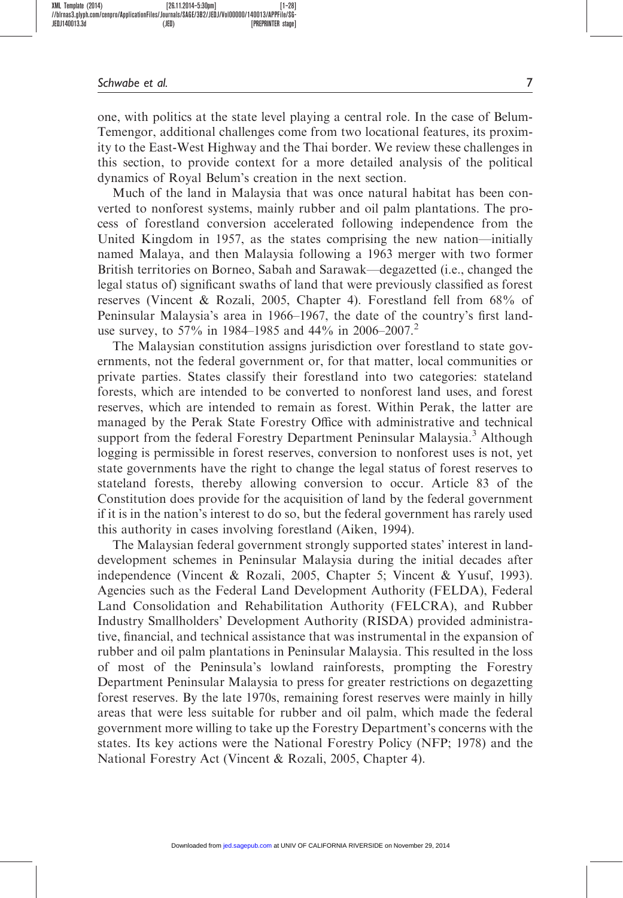one, with politics at the state level playing a central role. In the case of Belum-Temengor, additional challenges come from two locational features, its proximity to the East-West Highway and the Thai border. We review these challenges in this section, to provide context for a more detailed analysis of the political dynamics of Royal Belum's creation in the next section.

Much of the land in Malaysia that was once natural habitat has been converted to nonforest systems, mainly rubber and oil palm plantations. The process of forestland conversion accelerated following independence from the United Kingdom in 1957, as the states comprising the new nation—initially named Malaya, and then Malaysia following a 1963 merger with two former British territories on Borneo, Sabah and Sarawak—degazetted (i.e., changed the legal status of) significant swaths of land that were previously classified as forest reserves (Vincent & Rozali, 2005, Chapter 4). Forestland fell from 68% of Peninsular Malaysia's area in 1966–1967, the date of the country's first land-use survey, to 57% in 1984–1985 and 44% in 2006–2007.[2]

The Malaysian constitution assigns jurisdiction over forestland to state governments, not the federal government or, for that matter, local communities or private parties. States classify their forestland into two categories: stateland forests, which are intended to be converted to nonforest land uses, and forest reserves, which are intended to remain as forest. Within Perak, the latter are managed by the Perak State Forestry Office with administrative and technical support from the federal Forestry Department Peninsular Malaysia.[3] Although logging is permissible in forest reserves, conversion to nonforest uses is not, yet state governments have the right to change the legal status of forest reserves to stateland forests, thereby allowing conversion to occur. Article 83 of the Constitution does provide for the acquisition of land by the federal government if it is in the nation's interest to do so, but the federal government has rarely used this authority in cases involving forestland (Aiken, 1994).

The Malaysian federal government strongly supported states' interest in land-development schemes in Peninsular Malaysia during the initial decades after independence (Vincent & Rozali, 2005, Chapter 5; Vincent & Yusuf, 1993). Agencies such as the Federal Land Development Authority (FELDA), Federal Land Consolidation and Rehabilitation Authority (FELCRA), and Rubber Industry Smallholders' Development Authority (RISDA) provided administrative, financial, and technical assistance that was instrumental in the expansion of rubber and oil palm plantations in Peninsular Malaysia. This resulted in the loss of most of the Peninsula's lowland rainforests, prompting the Forestry Department Peninsular Malaysia to press for greater restrictions on degazetting forest reserves. By the late 1970s, remaining forest reserves were mainly in hilly areas that were less suitable for rubber and oil palm, which made the federal government more willing to take up the Forestry Department's concerns with the states. Its key actions were the National Forestry Policy (NFP; 1978) and the National Forestry Act (Vincent & Rozali, 2005, Chapter 4).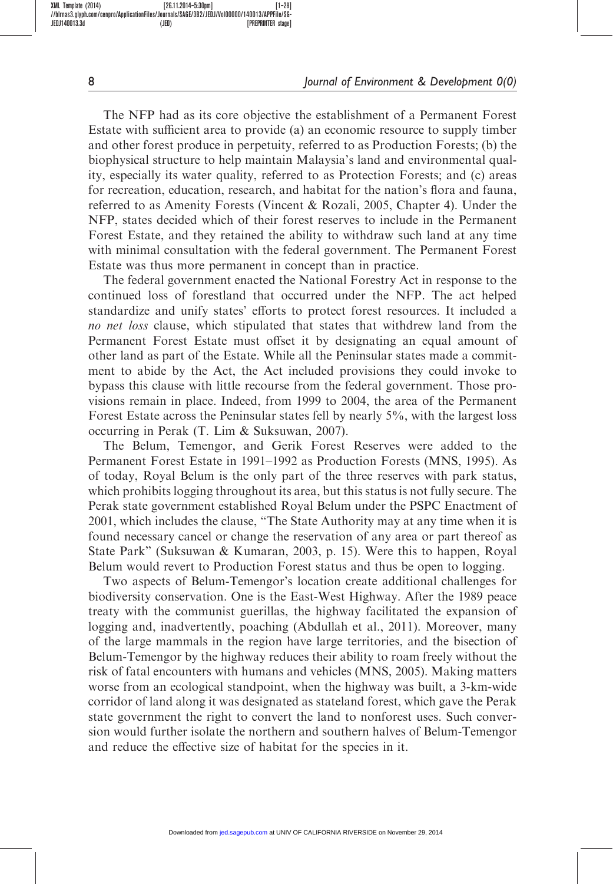The NFP had as its core objective the establishment of a Permanent Forest Estate with sufficient area to provide (a) an economic resource to supply timber and other forest produce in perpetuity, referred to as Production Forests; (b) the biophysical structure to help maintain Malaysia's land and environmental quality, especially its water quality, referred to as Protection Forests; and (c) areas for recreation, education, research, and habitat for the nation's flora and fauna, referred to as Amenity Forests (Vincent & Rozali, 2005, Chapter 4). Under the NFP, states decided which of their forest reserves to include in the Permanent Forest Estate, and they retained the ability to withdraw such land at any time with minimal consultation with the federal government. The Permanent Forest Estate was thus more permanent in concept than in practice.

The federal government enacted the National Forestry Act in response to the continued loss of forestland that occurred under the NFP. The act helped standardize and unify states' efforts to protect forest resources. It included a *no net loss* clause, which stipulated that states that withdrew land from the Permanent Forest Estate must offset it by designating an equal amount of other land as part of the Estate. While all the Peninsular states made a commitment to abide by the Act, the Act included provisions they could invoke to bypass this clause with little recourse from the federal government. Those provisions remain in place. Indeed, from 1999 to 2004, the area of the Permanent Forest Estate across the Peninsular states fell by nearly 5%, with the largest loss occurring in Perak (T. Lim & Suksuwan, 2007).

The Belum, Temengor, and Gerik Forest Reserves were added to the Permanent Forest Estate in 1991–1992 as Production Forests (MNS, 1995). As of today, Royal Belum is the only part of the three reserves with park status, which prohibits logging throughout its area, but this status is not fully secure. The Perak state government established Royal Belum under the PSPC Enactment of 2001, which includes the clause, "The State Authority may at any time when it is found necessary cancel or change the reservation of any area or part thereof as State Park" (Suksuwan & Kumaran, 2003, p. 15). Were this to happen, Royal Belum would revert to Production Forest status and thus be open to logging.

Two aspects of Belum-Temengor's location create additional challenges for biodiversity conservation. One is the East-West Highway. After the 1989 peace treaty with the communist guerillas, the highway facilitated the expansion of logging and, inadvertently, poaching (Abdullah et al., 2011). Moreover, many of the large mammals in the region have large territories, and the bisection of Belum-Temengor by the highway reduces their ability to roam freely without the risk of fatal encounters with humans and vehicles (MNS, 2005). Making matters worse from an ecological standpoint, when the highway was built, a 3-km-wide corridor of land along it was designated as stateland forest, which gave the Perak state government the right to convert the land to nonforest uses. Such conversion would further isolate the northern and southern halves of Belum-Temengor and reduce the effective size of habitat for the species in it.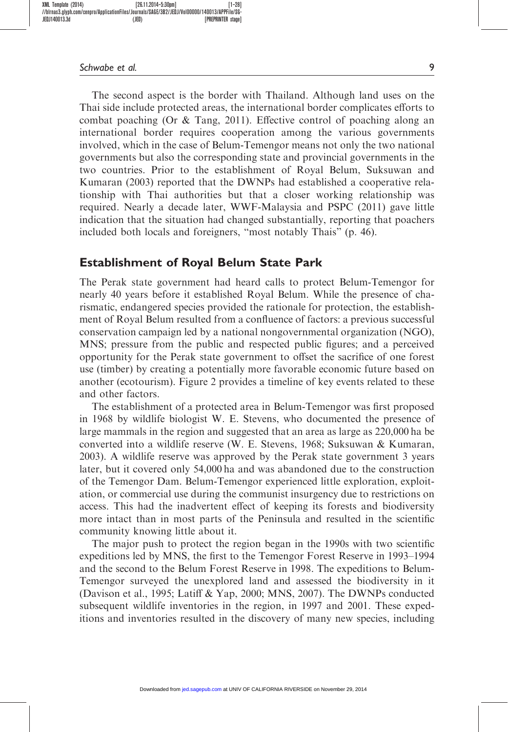The second aspect is the border with Thailand. Although land uses on the Thai side include protected areas, the international border complicates efforts to combat poaching (Or & Tang, 2011). Effective control of poaching along an international border requires cooperation among the various governments involved, which in the case of Belum-Temengor means not only the two national governments but also the corresponding state and provincial governments in the two countries. Prior to the establishment of Royal Belum, Suksuwan and Kumaran (2003) reported that the DWNPs had established a cooperative relationship with Thai authorities but that a closer working relationship was required. Nearly a decade later, WWF-Malaysia and PSPC (2011) gave little indication that the situation had changed substantially, reporting that poachers included both locals and foreigners, "most notably Thais" (p. 46).

## Establishment of Royal Belum State Park

The Perak state government had heard calls to protect Belum-Temengor for nearly 40 years before it established Royal Belum. While the presence of charismatic, endangered species provided the rationale for protection, the establishment of Royal Belum resulted from a confluence of factors: a previous successful conservation campaign led by a national nongovernmental organization (NGO), MNS; pressure from the public and respected public figures; and a perceived opportunity for the Perak state government to offset the sacrifice of one forest use (timber) by creating a potentially more favorable economic future based on another (ecotourism). Figure 2 provides a timeline of key events related to these and other factors.

The establishment of a protected area in Belum-Temengor was first proposed in 1968 by wildlife biologist W. E. Stevens, who documented the presence of large mammals in the region and suggested that an area as large as 220,000 ha be converted into a wildlife reserve (W. E. Stevens, 1968; Suksuwan & Kumaran, 2003). A wildlife reserve was approved by the Perak state government 3 years later, but it covered only 54,000 ha and was abandoned due to the construction of the Temengor Dam. Belum-Temengor experienced little exploration, exploitation, or commercial use during the communist insurgency due to restrictions on access. This had the inadvertent effect of keeping its forests and biodiversity more intact than in most parts of the Peninsula and resulted in the scientific community knowing little about it.

The major push to protect the region began in the 1990s with two scientific expeditions led by MNS, the first to the Temengor Forest Reserve in 1993–1994 and the second to the Belum Forest Reserve in 1998. The expeditions to Belum-Temengor surveyed the unexplored land and assessed the biodiversity in it (Davison et al., 1995; Latiff & Yap, 2000; MNS, 2007). The DWNPs conducted subsequent wildlife inventories in the region, in 1997 and 2001. These expeditions and inventories resulted in the discovery of many new species, including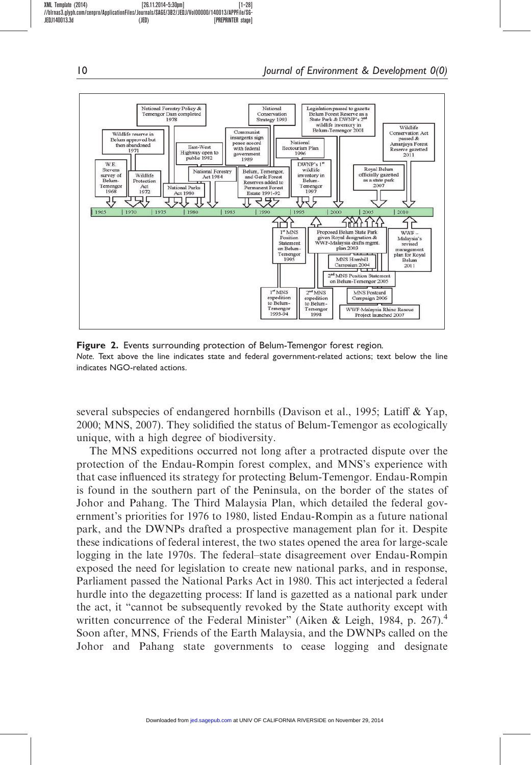**Figure 2.** Events surrounding protection of Belum-Temengor forest region.
*Note.* Text above the line indicates state and federal government-related actions; text below the line indicates NGO-related actions.

several subspecies of endangered hornbills (Davison et al., 1995; Latiff & Yap, 2000; MNS, 2007). They solidified the status of Belum-Temengor as ecologically unique, with a high degree of biodiversity.

The MNS expeditions occurred not long after a protracted dispute over the protection of the Endau-Rompin forest complex, and MNS's experience with that case influenced its strategy for protecting Belum-Temengor. Endau-Rompin is found in the southern part of the Peninsula, on the border of the states of Johor and Pahang. The Third Malaysia Plan, which detailed the federal government's priorities for 1976 to 1980, listed Endau-Rompin as a future national park, and the DWNPs drafted a prospective management plan for it. Despite these indications of federal interest, the two states opened the area for large-scale logging in the late 1970s. The federal–state disagreement over Endau-Rompin exposed the need for legislation to create new national parks, and in response, Parliament passed the National Parks Act in 1980. This act interjected a federal hurdle into the degazetting process: If land is gazetted as a national park under the act, it "cannot be subsequently revoked by the State authority except with written concurrence of the Federal Minister" (Aiken & Leigh, 1984, p. 267).[4] Soon after, MNS, Friends of the Earth Malaysia, and the DWNPs called on the Johor and Pahang state governments to cease logging and designate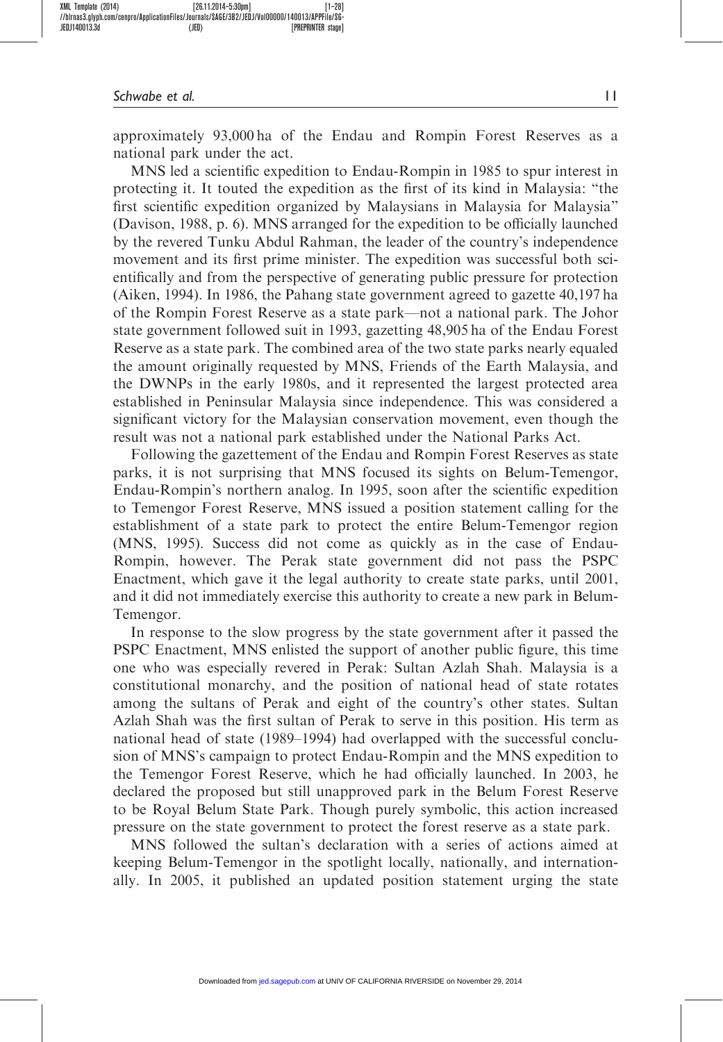approximately 93,000 ha of the Endau and Rompin Forest Reserves as a national park under the act.

MNS led a scientific expedition to Endau-Rompin in 1985 to spur interest in protecting it. It touted the expedition as the first of its kind in Malaysia: "the first scientific expedition organized by Malaysians in Malaysia for Malaysia" (Davison, 1988, p. 6). MNS arranged for the expedition to be officially launched by the revered Tunku Abdul Rahman, the leader of the country's independence movement and its first prime minister. The expedition was successful both scientifically and from the perspective of generating public pressure for protection (Aiken, 1994). In 1986, the Pahang state government agreed to gazette 40,197 ha of the Rompin Forest Reserve as a state park—not a national park. The Johor state government followed suit in 1993, gazetting 48,905 ha of the Endau Forest Reserve as a state park. The combined area of the two state parks nearly equaled the amount originally requested by MNS, Friends of the Earth Malaysia, and the DWNPs in the early 1980s, and it represented the largest protected area established in Peninsular Malaysia since independence. This was considered a significant victory for the Malaysian conservation movement, even though the result was not a national park established under the National Parks Act.

Following the gazettement of the Endau and Rompin Forest Reserves as state parks, it is not surprising that MNS focused its sights on Belum-Temengor, Endau-Rompin's northern analog. In 1995, soon after the scientific expedition to Temengor Forest Reserve, MNS issued a position statement calling for the establishment of a state park to protect the entire Belum-Temengor region (MNS, 1995). Success did not come as quickly as in the case of Endau-Rompin, however. The Perak state government did not pass the PSPC Enactment, which gave it the legal authority to create state parks, until 2001, and it did not immediately exercise this authority to create a new park in Belum-Temengor.

In response to the slow progress by the state government after it passed the PSPC Enactment, MNS enlisted the support of another public figure, this time one who was especially revered in Perak: Sultan Azlah Shah. Malaysia is a constitutional monarchy, and the position of national head of state rotates among the sultans of Perak and eight of the country's other states. Sultan Azlah Shah was the first sultan of Perak to serve in this position. His term as national head of state (1989–1994) had overlapped with the successful conclusion of MNS's campaign to protect Endau-Rompin and the MNS expedition to the Temengor Forest Reserve, which he had officially launched. In 2003, he declared the proposed but still unapproved park in the Belum Forest Reserve to be Royal Belum State Park. Though purely symbolic, this action increased pressure on the state government to protect the forest reserve as a state park.

MNS followed the sultan's declaration with a series of actions aimed at keeping Belum-Temengor in the spotlight locally, nationally, and internationally. In 2005, it published an updated position statement urging the state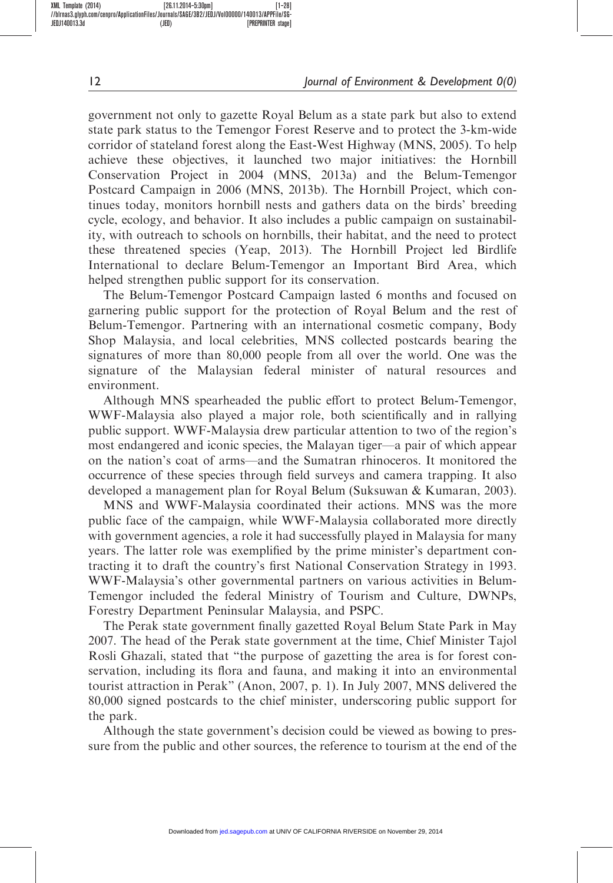government not only to gazette Royal Belum as a state park but also to extend state park status to the Temengor Forest Reserve and to protect the 3-km-wide corridor of stateland forest along the East-West Highway (MNS, 2005). To help achieve these objectives, it launched two major initiatives: the Hornbill Conservation Project in 2004 (MNS, 2013a) and the Belum-Temengor Postcard Campaign in 2006 (MNS, 2013b). The Hornbill Project, which continues today, monitors hornbill nests and gathers data on the birds' breeding cycle, ecology, and behavior. It also includes a public campaign on sustainability, with outreach to schools on hornbills, their habitat, and the need to protect these threatened species (Yeap, 2013). The Hornbill Project led Birdlife International to declare Belum-Temengor an Important Bird Area, which helped strengthen public support for its conservation.

The Belum-Temengor Postcard Campaign lasted 6 months and focused on garnering public support for the protection of Royal Belum and the rest of Belum-Temengor. Partnering with an international cosmetic company, Body Shop Malaysia, and local celebrities, MNS collected postcards bearing the signatures of more than 80,000 people from all over the world. One was the signature of the Malaysian federal minister of natural resources and environment.

Although MNS spearheaded the public effort to protect Belum-Temengor, WWF-Malaysia also played a major role, both scientifically and in rallying public support. WWF-Malaysia drew particular attention to two of the region's most endangered and iconic species, the Malayan tiger—a pair of which appear on the nation's coat of arms—and the Sumatran rhinoceros. It monitored the occurrence of these species through field surveys and camera trapping. It also developed a management plan for Royal Belum (Suksuwan & Kumaran, 2003).

MNS and WWF-Malaysia coordinated their actions. MNS was the more public face of the campaign, while WWF-Malaysia collaborated more directly with government agencies, a role it had successfully played in Malaysia for many years. The latter role was exemplified by the prime minister's department contracting it to draft the country's first National Conservation Strategy in 1993. WWF-Malaysia's other governmental partners on various activities in Belum-Temengor included the federal Ministry of Tourism and Culture, DWNPs, Forestry Department Peninsular Malaysia, and PSPC.

The Perak state government finally gazetted Royal Belum State Park in May 2007. The head of the Perak state government at the time, Chief Minister Tajol Rosli Ghazali, stated that "the purpose of gazetting the area is for forest conservation, including its flora and fauna, and making it into an environmental tourist attraction in Perak" (Anon, 2007, p. 1). In July 2007, MNS delivered the 80,000 signed postcards to the chief minister, underscoring public support for the park.

Although the state government's decision could be viewed as bowing to pressure from the public and other sources, the reference to tourism at the end of the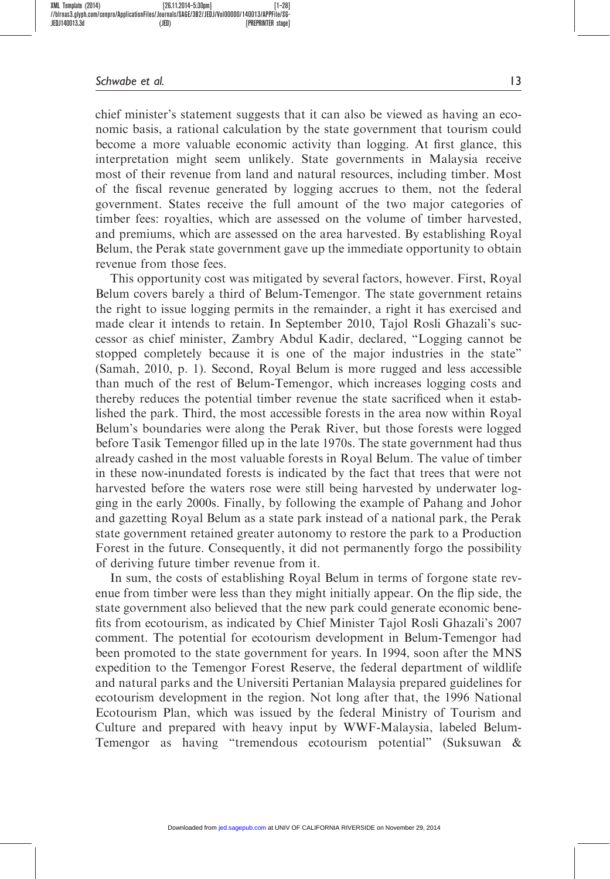chief minister's statement suggests that it can also be viewed as having an economic basis, a rational calculation by the state government that tourism could become a more valuable economic activity than logging. At first glance, this interpretation might seem unlikely. State governments in Malaysia receive most of their revenue from land and natural resources, including timber. Most of the fiscal revenue generated by logging accrues to them, not the federal government. States receive the full amount of the two major categories of timber fees: royalties, which are assessed on the volume of timber harvested, and premiums, which are assessed on the area harvested. By establishing Royal Belum, the Perak state government gave up the immediate opportunity to obtain revenue from those fees.

This opportunity cost was mitigated by several factors, however. First, Royal Belum covers barely a third of Belum-Temengor. The state government retains the right to issue logging permits in the remainder, a right it has exercised and made clear it intends to retain. In September 2010, Tajol Rosli Ghazali's successor as chief minister, Zambry Abdul Kadir, declared, "Logging cannot be stopped completely because it is one of the major industries in the state" (Samah, 2010, p. 1). Second, Royal Belum is more rugged and less accessible than much of the rest of Belum-Temengor, which increases logging costs and thereby reduces the potential timber revenue the state sacrificed when it established the park. Third, the most accessible forests in the area now within Royal Belum's boundaries were along the Perak River, but those forests were logged before Tasik Temengor filled up in the late 1970s. The state government had thus already cashed in the most valuable forests in Royal Belum. The value of timber in these now-inundated forests is indicated by the fact that trees that were not harvested before the waters rose were still being harvested by underwater logging in the early 2000s. Finally, by following the example of Pahang and Johor and gazetting Royal Belum as a state park instead of a national park, the Perak state government retained greater autonomy to restore the park to a Production Forest in the future. Consequently, it did not permanently forgo the possibility of deriving future timber revenue from it.

In sum, the costs of establishing Royal Belum in terms of forgone state revenue from timber were less than they might initially appear. On the flip side, the state government also believed that the new park could generate economic benefits from ecotourism, as indicated by Chief Minister Tajol Rosli Ghazali's 2007 comment. The potential for ecotourism development in Belum-Temengor had been promoted to the state government for years. In 1994, soon after the MNS expedition to the Temengor Forest Reserve, the federal department of wildlife and natural parks and the Universiti Pertanian Malaysia prepared guidelines for ecotourism development in the region. Not long after that, the 1996 National Ecotourism Plan, which was issued by the federal Ministry of Tourism and Culture and prepared with heavy input by WWF-Malaysia, labeled Belum-Temengor as having "tremendous ecotourism potential" (Suksuwan &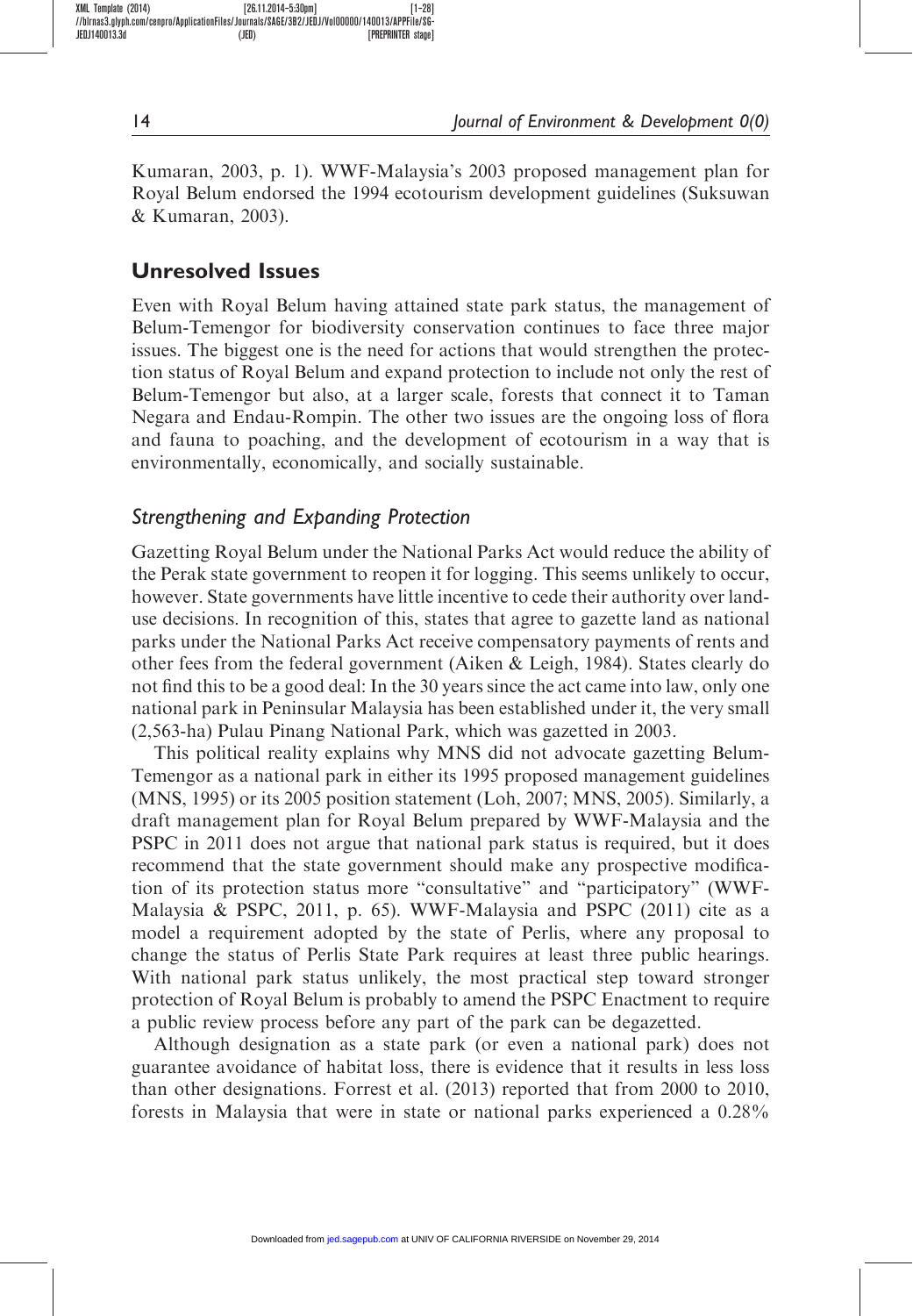Kumaran, 2003, p. 1). WWF-Malaysia's 2003 proposed management plan for Royal Belum endorsed the 1994 ecotourism development guidelines (Suksuwan & Kumaran, 2003).

## Unresolved Issues

Even with Royal Belum having attained state park status, the management of Belum-Temengor for biodiversity conservation continues to face three major issues. The biggest one is the need for actions that would strengthen the protection status of Royal Belum and expand protection to include not only the rest of Belum-Temengor but also, at a larger scale, forests that connect it to Taman Negara and Endau-Rompin. The other two issues are the ongoing loss of flora and fauna to poaching, and the development of ecotourism in a way that is environmentally, economically, and socially sustainable.

### *Strengthening and Expanding Protection*

Gazetting Royal Belum under the National Parks Act would reduce the ability of the Perak state government to reopen it for logging. This seems unlikely to occur, however. State governments have little incentive to cede their authority over land-use decisions. In recognition of this, states that agree to gazette land as national parks under the National Parks Act receive compensatory payments of rents and other fees from the federal government (Aiken & Leigh, 1984). States clearly do not find this to be a good deal: In the 30 years since the act came into law, only one national park in Peninsular Malaysia has been established under it, the very small (2,563-ha) Pulau Pinang National Park, which was gazetted in 2003.

This political reality explains why MNS did not advocate gazetting Belum-Temengor as a national park in either its 1995 proposed management guidelines (MNS, 1995) or its 2005 position statement (Loh, 2007; MNS, 2005). Similarly, a draft management plan for Royal Belum prepared by WWF-Malaysia and the PSPC in 2011 does not argue that national park status is required, but it does recommend that the state government should make any prospective modification of its protection status more "consultative" and "participatory" (WWF-Malaysia & PSPC, 2011, p. 65). WWF-Malaysia and PSPC (2011) cite as a model a requirement adopted by the state of Perlis, where any proposal to change the status of Perlis State Park requires at least three public hearings. With national park status unlikely, the most practical step toward stronger protection of Royal Belum is probably to amend the PSPC Enactment to require a public review process before any part of the park can be degazetted.

Although designation as a state park (or even a national park) does not guarantee avoidance of habitat loss, there is evidence that it results in less loss than other designations. Forrest et al. (2013) reported that from 2000 to 2010, forests in Malaysia that were in state or national parks experienced a 0.28%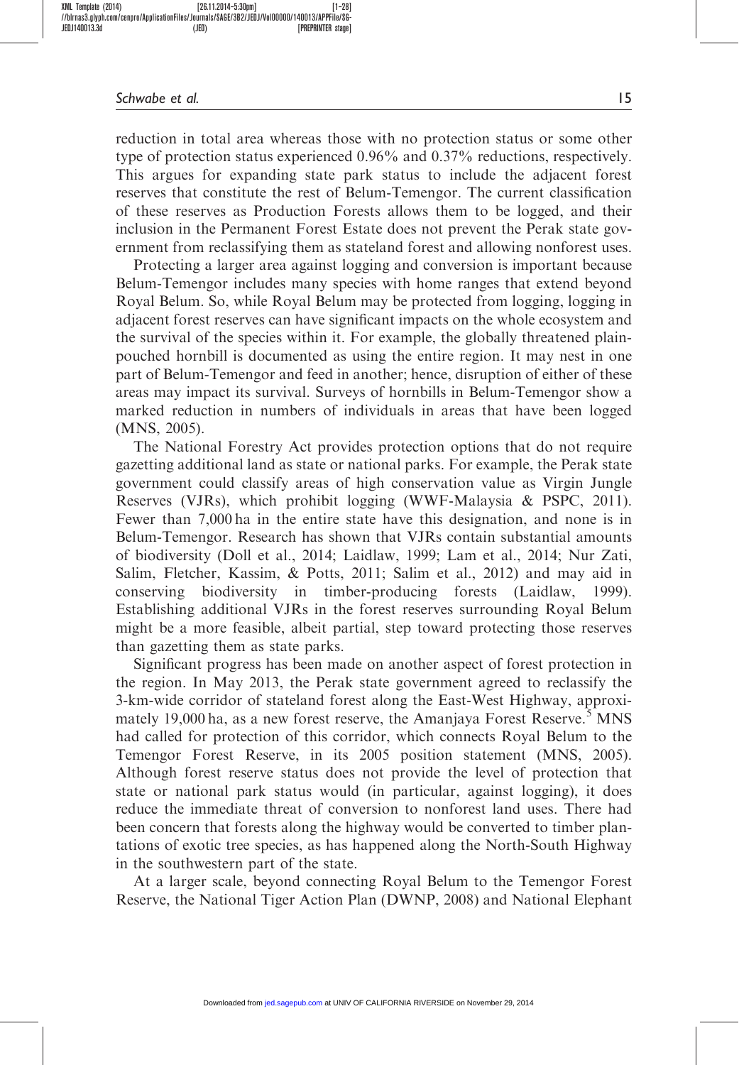reduction in total area whereas those with no protection status or some other type of protection status experienced 0.96% and 0.37% reductions, respectively. This argues for expanding state park status to include the adjacent forest reserves that constitute the rest of Belum-Temengor. The current classification of these reserves as Production Forests allows them to be logged, and their inclusion in the Permanent Forest Estate does not prevent the Perak state government from reclassifying them as stateland forest and allowing nonforest uses.

Protecting a larger area against logging and conversion is important because Belum-Temengor includes many species with home ranges that extend beyond Royal Belum. So, while Royal Belum may be protected from logging, logging in adjacent forest reserves can have significant impacts on the whole ecosystem and the survival of the species within it. For example, the globally threatened plain-pouched hornbill is documented as using the entire region. It may nest in one part of Belum-Temengor and feed in another; hence, disruption of either of these areas may impact its survival. Surveys of hornbills in Belum-Temengor show a marked reduction in numbers of individuals in areas that have been logged (MNS, 2005).

The National Forestry Act provides protection options that do not require gazetting additional land as state or national parks. For example, the Perak state government could classify areas of high conservation value as Virgin Jungle Reserves (VJRs), which prohibit logging (WWF-Malaysia & PSPC, 2011). Fewer than 7,000 ha in the entire state have this designation, and none is in Belum-Temengor. Research has shown that VJRs contain substantial amounts of biodiversity (Doll et al., 2014; Laidlaw, 1999; Lam et al., 2014; Nur Zati, Salim, Fletcher, Kassim, & Potts, 2011; Salim et al., 2012) and may aid in conserving biodiversity in timber-producing forests (Laidlaw, 1999). Establishing additional VJRs in the forest reserves surrounding Royal Belum might be a more feasible, albeit partial, step toward protecting those reserves than gazetting them as state parks.

Significant progress has been made on another aspect of forest protection in the region. In May 2013, the Perak state government agreed to reclassify the 3-km-wide corridor of stateland forest along the East-West Highway, approximately 19,000 ha, as a new forest reserve, the Amanjaya Forest Reserve.[5] MNS had called for protection of this corridor, which connects Royal Belum to the Temengor Forest Reserve, in its 2005 position statement (MNS, 2005). Although forest reserve status does not provide the level of protection that state or national park status would (in particular, against logging), it does reduce the immediate threat of conversion to nonforest land uses. There had been concern that forests along the highway would be converted to timber plantations of exotic tree species, as has happened along the North-South Highway in the southwestern part of the state.

At a larger scale, beyond connecting Royal Belum to the Temengor Forest Reserve, the National Tiger Action Plan (DWNP, 2008) and National Elephant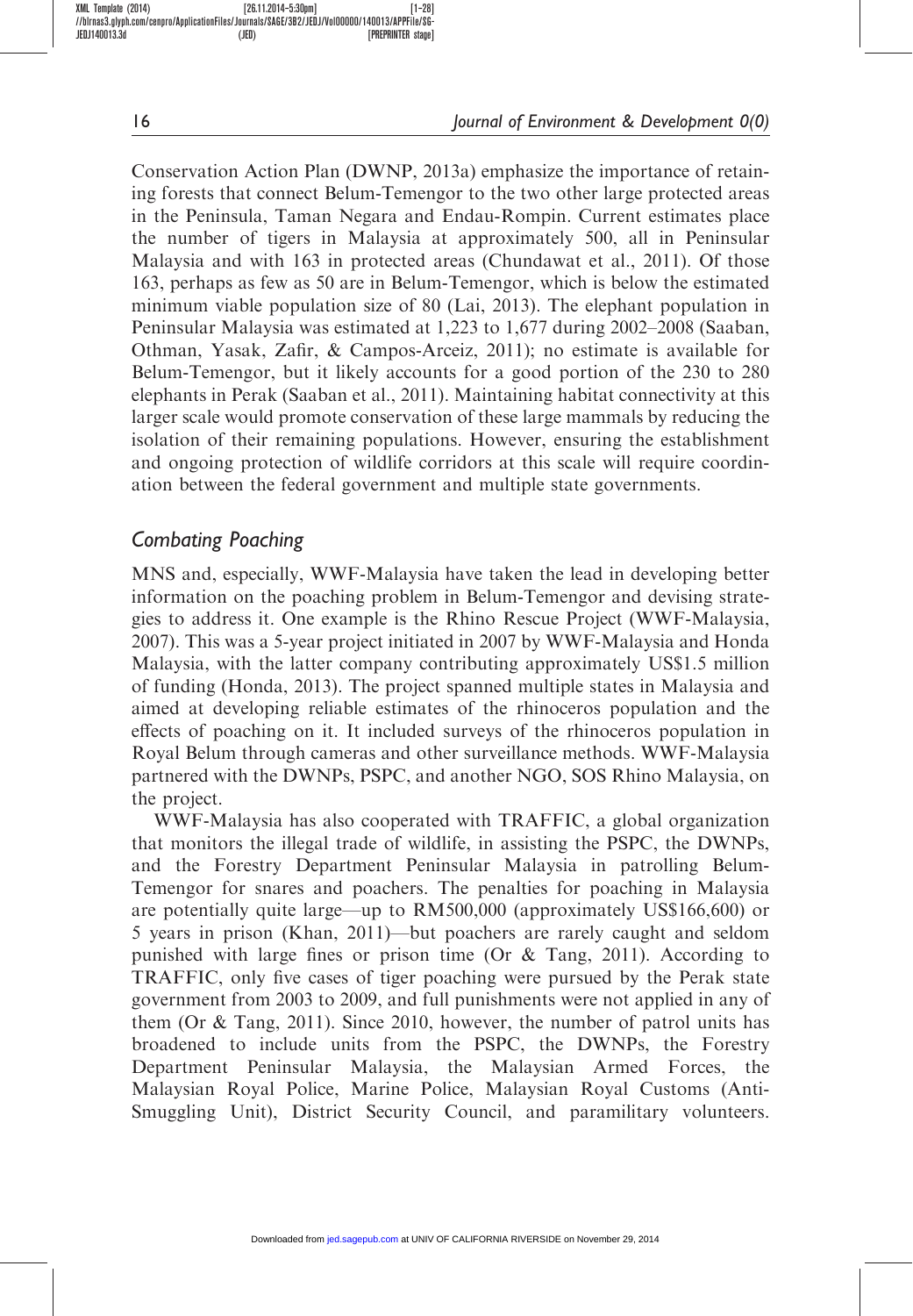Conservation Action Plan (DWNP, 2013a) emphasize the importance of retaining forests that connect Belum-Temengor to the two other large protected areas in the Peninsula, Taman Negara and Endau-Rompin. Current estimates place the number of tigers in Malaysia at approximately 500, all in Peninsular Malaysia and with 163 in protected areas (Chundawat et al., 2011). Of those 163, perhaps as few as 50 are in Belum-Temengor, which is below the estimated minimum viable population size of 80 (Lai, 2013). The elephant population in Peninsular Malaysia was estimated at 1,223 to 1,677 during 2002–2008 (Saaban, Othman, Yasak, Zafir, & Campos-Arceiz, 2011); no estimate is available for Belum-Temengor, but it likely accounts for a good portion of the 230 to 280 elephants in Perak (Saaban et al., 2011). Maintaining habitat connectivity at this larger scale would promote conservation of these large mammals by reducing the isolation of their remaining populations. However, ensuring the establishment and ongoing protection of wildlife corridors at this scale will require coordination between the federal government and multiple state governments.

### *Combating Poaching*

MNS and, especially, WWF-Malaysia have taken the lead in developing better information on the poaching problem in Belum-Temengor and devising strategies to address it. One example is the Rhino Rescue Project (WWF-Malaysia, 2007). This was a 5-year project initiated in 2007 by WWF-Malaysia and Honda Malaysia, with the latter company contributing approximately US$1.5 million of funding (Honda, 2013). The project spanned multiple states in Malaysia and aimed at developing reliable estimates of the rhinoceros population and the effects of poaching on it. It included surveys of the rhinoceros population in Royal Belum through cameras and other surveillance methods. WWF-Malaysia partnered with the DWNPs, PSPC, and another NGO, SOS Rhino Malaysia, on the project.

WWF-Malaysia has also cooperated with TRAFFIC, a global organization that monitors the illegal trade of wildlife, in assisting the PSPC, the DWNPs, and the Forestry Department Peninsular Malaysia in patrolling Belum-Temengor for snares and poachers. The penalties for poaching in Malaysia are potentially quite large—up to RM500,000 (approximately US$166,600) or 5 years in prison (Khan, 2011)—but poachers are rarely caught and seldom punished with large fines or prison time (Or & Tang, 2011). According to TRAFFIC, only five cases of tiger poaching were pursued by the Perak state government from 2003 to 2009, and full punishments were not applied in any of them (Or & Tang, 2011). Since 2010, however, the number of patrol units has broadened to include units from the PSPC, the DWNPs, the Forestry Department Peninsular Malaysia, the Malaysian Armed Forces, the Malaysian Royal Police, Marine Police, Malaysian Royal Customs (Anti-Smuggling Unit), District Security Council, and paramilitary volunteers.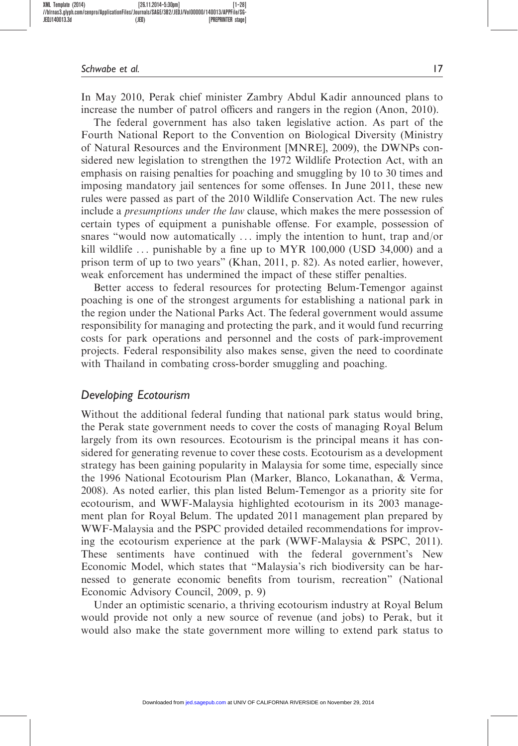In May 2010, Perak chief minister Zambry Abdul Kadir announced plans to increase the number of patrol officers and rangers in the region (Anon, 2010).

The federal government has also taken legislative action. As part of the Fourth National Report to the Convention on Biological Diversity (Ministry of Natural Resources and the Environment [MNRE], 2009), the DWNPs considered new legislation to strengthen the 1972 Wildlife Protection Act, with an emphasis on raising penalties for poaching and smuggling by 10 to 30 times and imposing mandatory jail sentences for some offenses. In June 2011, these new rules were passed as part of the 2010 Wildlife Conservation Act. The new rules include a *presumptions under the law* clause, which makes the mere possession of certain types of equipment a punishable offense. For example, possession of snares "would now automatically ... imply the intention to hunt, trap and/or kill wildlife ... punishable by a fine up to MYR 100,000 (USD 34,000) and a prison term of up to two years" (Khan, 2011, p. 82). As noted earlier, however, weak enforcement has undermined the impact of these stiffer penalties.

Better access to federal resources for protecting Belum-Temengor against poaching is one of the strongest arguments for establishing a national park in the region under the National Parks Act. The federal government would assume responsibility for managing and protecting the park, and it would fund recurring costs for park operations and personnel and the costs of park-improvement projects. Federal responsibility also makes sense, given the need to coordinate with Thailand in combating cross-border smuggling and poaching.

## *Developing Ecotourism*

Without the additional federal funding that national park status would bring, the Perak state government needs to cover the costs of managing Royal Belum largely from its own resources. Ecotourism is the principal means it has considered for generating revenue to cover these costs. Ecotourism as a development strategy has been gaining popularity in Malaysia for some time, especially since the 1996 National Ecotourism Plan (Marker, Blanco, Lokanathan, & Verma, 2008). As noted earlier, this plan listed Belum-Temengor as a priority site for ecotourism, and WWF-Malaysia highlighted ecotourism in its 2003 management plan for Royal Belum. The updated 2011 management plan prepared by WWF-Malaysia and the PSPC provided detailed recommendations for improving the ecotourism experience at the park (WWF-Malaysia & PSPC, 2011). These sentiments have continued with the federal government's New Economic Model, which states that "Malaysia's rich biodiversity can be harnessed to generate economic benefits from tourism, recreation" (National Economic Advisory Council, 2009, p. 9)

Under an optimistic scenario, a thriving ecotourism industry at Royal Belum would provide not only a new source of revenue (and jobs) to Perak, but it would also make the state government more willing to extend park status to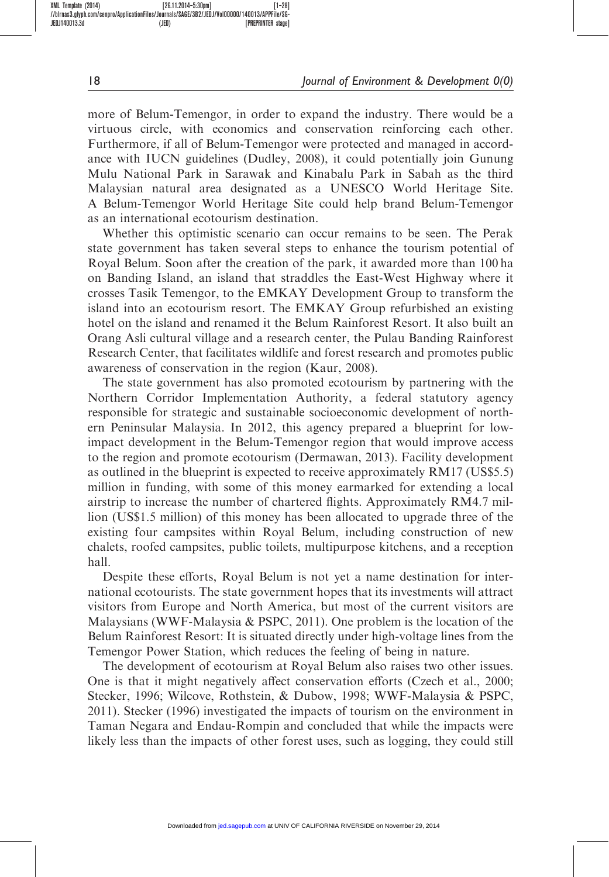more of Belum-Temengor, in order to expand the industry. There would be a virtuous circle, with economics and conservation reinforcing each other. Furthermore, if all of Belum-Temengor were protected and managed in accordance with IUCN guidelines (Dudley, 2008), it could potentially join Gunung Mulu National Park in Sarawak and Kinabalu Park in Sabah as the third Malaysian natural area designated as a UNESCO World Heritage Site. A Belum-Temengor World Heritage Site could help brand Belum-Temengor as an international ecotourism destination.

Whether this optimistic scenario can occur remains to be seen. The Perak state government has taken several steps to enhance the tourism potential of Royal Belum. Soon after the creation of the park, it awarded more than 100 ha on Banding Island, an island that straddles the East-West Highway where it crosses Tasik Temengor, to the EMKAY Development Group to transform the island into an ecotourism resort. The EMKAY Group refurbished an existing hotel on the island and renamed it the Belum Rainforest Resort. It also built an Orang Asli cultural village and a research center, the Pulau Banding Rainforest Research Center, that facilitates wildlife and forest research and promotes public awareness of conservation in the region (Kaur, 2008).

The state government has also promoted ecotourism by partnering with the Northern Corridor Implementation Authority, a federal statutory agency responsible for strategic and sustainable socioeconomic development of northern Peninsular Malaysia. In 2012, this agency prepared a blueprint for low-impact development in the Belum-Temengor region that would improve access to the region and promote ecotourism (Dermawan, 2013). Facility development as outlined in the blueprint is expected to receive approximately RM17 (US$5.5) million in funding, with some of this money earmarked for extending a local airstrip to increase the number of chartered flights. Approximately RM4.7 million (US$1.5 million) of this money has been allocated to upgrade three of the existing four campsites within Royal Belum, including construction of new chalets, roofed campsites, public toilets, multipurpose kitchens, and a reception hall.

Despite these efforts, Royal Belum is not yet a name destination for international ecotourists. The state government hopes that its investments will attract visitors from Europe and North America, but most of the current visitors are Malaysians (WWF-Malaysia & PSPC, 2011). One problem is the location of the Belum Rainforest Resort: It is situated directly under high-voltage lines from the Temengor Power Station, which reduces the feeling of being in nature.

The development of ecotourism at Royal Belum also raises two other issues. One is that it might negatively affect conservation efforts (Czech et al., 2000; Stecker, 1996; Wilcove, Rothstein, & Dubow, 1998; WWF-Malaysia & PSPC, 2011). Stecker (1996) investigated the impacts of tourism on the environment in Taman Negara and Endau-Rompin and concluded that while the impacts were likely less than the impacts of other forest uses, such as logging, they could still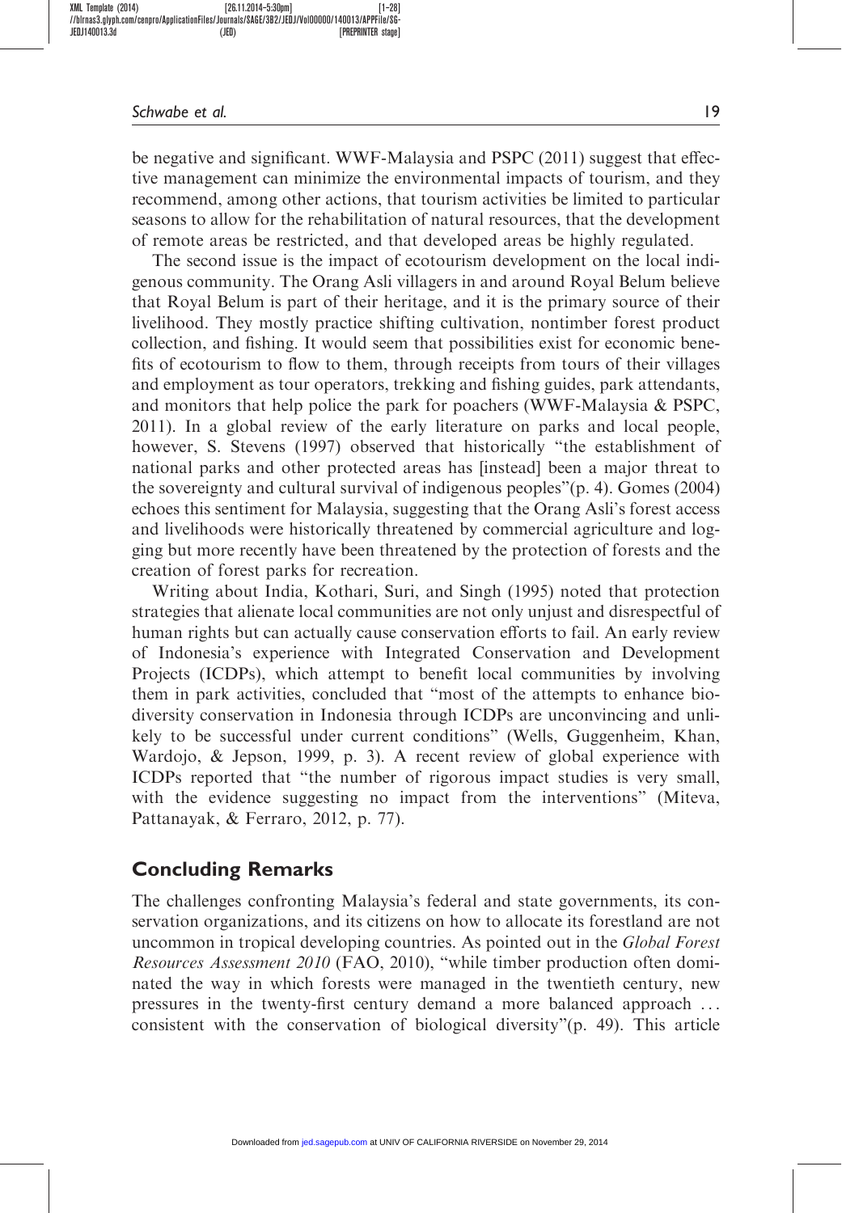be negative and significant. WWF-Malaysia and PSPC (2011) suggest that effective management can minimize the environmental impacts of tourism, and they recommend, among other actions, that tourism activities be limited to particular seasons to allow for the rehabilitation of natural resources, that the development of remote areas be restricted, and that developed areas be highly regulated.

The second issue is the impact of ecotourism development on the local indigenous community. The Orang Asli villagers in and around Royal Belum believe that Royal Belum is part of their heritage, and it is the primary source of their livelihood. They mostly practice shifting cultivation, nontimber forest product collection, and fishing. It would seem that possibilities exist for economic benefits of ecotourism to flow to them, through receipts from tours of their villages and employment as tour operators, trekking and fishing guides, park attendants, and monitors that help police the park for poachers (WWF-Malaysia & PSPC, 2011). In a global review of the early literature on parks and local people, however, S. Stevens (1997) observed that historically "the establishment of national parks and other protected areas has [instead] been a major threat to the sovereignty and cultural survival of indigenous peoples"(p. 4). Gomes (2004) echoes this sentiment for Malaysia, suggesting that the Orang Asli's forest access and livelihoods were historically threatened by commercial agriculture and logging but more recently have been threatened by the protection of forests and the creation of forest parks for recreation.

Writing about India, Kothari, Suri, and Singh (1995) noted that protection strategies that alienate local communities are not only unjust and disrespectful of human rights but can actually cause conservation efforts to fail. An early review of Indonesia's experience with Integrated Conservation and Development Projects (ICDPs), which attempt to benefit local communities by involving them in park activities, concluded that "most of the attempts to enhance biodiversity conservation in Indonesia through ICDPs are unconvincing and unlikely to be successful under current conditions" (Wells, Guggenheim, Khan, Wardojo, & Jepson, 1999, p. 3). A recent review of global experience with ICDPs reported that "the number of rigorous impact studies is very small, with the evidence suggesting no impact from the interventions" (Miteva, Pattanayak, & Ferraro, 2012, p. 77).

## Concluding Remarks

The challenges confronting Malaysia's federal and state governments, its conservation organizations, and its citizens on how to allocate its forestland are not uncommon in tropical developing countries. As pointed out in the *Global Forest Resources Assessment 2010* (FAO, 2010), "while timber production often dominated the way in which forests were managed in the twentieth century, new pressures in the twenty-first century demand a more balanced approach ... consistent with the conservation of biological diversity"(p. 49). This article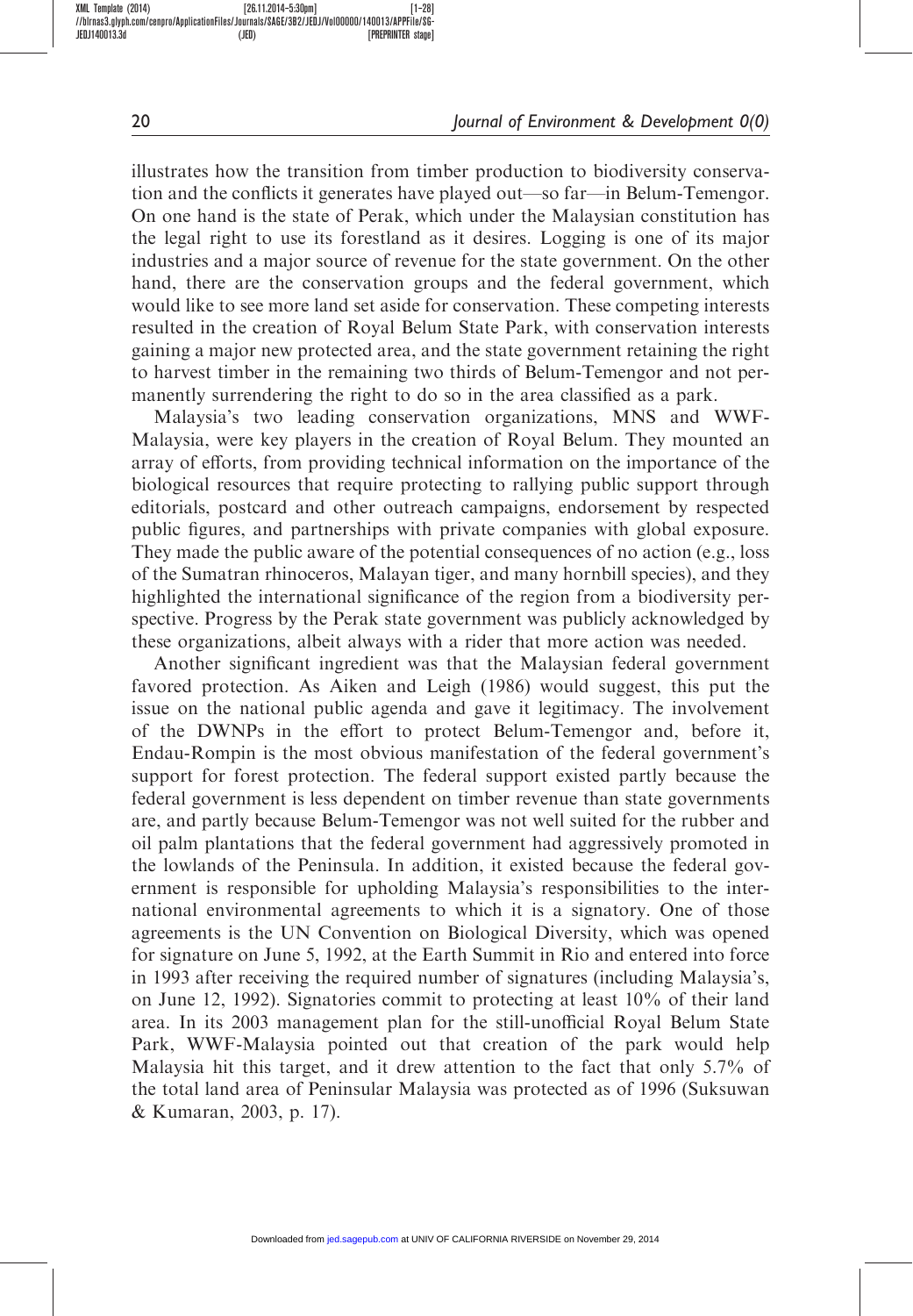illustrates how the transition from timber production to biodiversity conservation and the conflicts it generates have played out—so far—in Belum-Temengor. On one hand is the state of Perak, which under the Malaysian constitution has the legal right to use its forestland as it desires. Logging is one of its major industries and a major source of revenue for the state government. On the other hand, there are the conservation groups and the federal government, which would like to see more land set aside for conservation. These competing interests resulted in the creation of Royal Belum State Park, with conservation interests gaining a major new protected area, and the state government retaining the right to harvest timber in the remaining two thirds of Belum-Temengor and not permanently surrendering the right to do so in the area classified as a park.

Malaysia's two leading conservation organizations, MNS and WWF-Malaysia, were key players in the creation of Royal Belum. They mounted an array of efforts, from providing technical information on the importance of the biological resources that require protecting to rallying public support through editorials, postcard and other outreach campaigns, endorsement by respected public figures, and partnerships with private companies with global exposure. They made the public aware of the potential consequences of no action (e.g., loss of the Sumatran rhinoceros, Malayan tiger, and many hornbill species), and they highlighted the international significance of the region from a biodiversity perspective. Progress by the Perak state government was publicly acknowledged by these organizations, albeit always with a rider that more action was needed.

Another significant ingredient was that the Malaysian federal government favored protection. As Aiken and Leigh (1986) would suggest, this put the issue on the national public agenda and gave it legitimacy. The involvement of the DWNPs in the effort to protect Belum-Temengor and, before it, Endau-Rompin is the most obvious manifestation of the federal government's support for forest protection. The federal support existed partly because the federal government is less dependent on timber revenue than state governments are, and partly because Belum-Temengor was not well suited for the rubber and oil palm plantations that the federal government had aggressively promoted in the lowlands of the Peninsula. In addition, it existed because the federal government is responsible for upholding Malaysia's responsibilities to the international environmental agreements to which it is a signatory. One of those agreements is the UN Convention on Biological Diversity, which was opened for signature on June 5, 1992, at the Earth Summit in Rio and entered into force in 1993 after receiving the required number of signatures (including Malaysia's, on June 12, 1992). Signatories commit to protecting at least 10% of their land area. In its 2003 management plan for the still-unofficial Royal Belum State Park, WWF-Malaysia pointed out that creation of the park would help Malaysia hit this target, and it drew attention to the fact that only 5.7% of the total land area of Peninsular Malaysia was protected as of 1996 (Suksuwan & Kumaran, 2003, p. 17).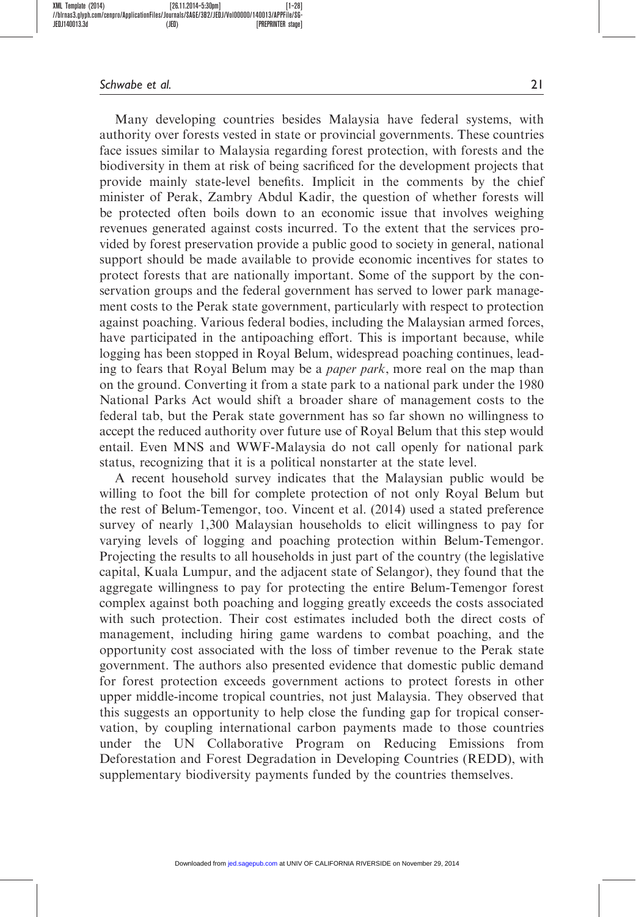Many developing countries besides Malaysia have federal systems, with authority over forests vested in state or provincial governments. These countries face issues similar to Malaysia regarding forest protection, with forests and the biodiversity in them at risk of being sacrificed for the development projects that provide mainly state-level benefits. Implicit in the comments by the chief minister of Perak, Zambry Abdul Kadir, the question of whether forests will be protected often boils down to an economic issue that involves weighing revenues generated against costs incurred. To the extent that the services provided by forest preservation provide a public good to society in general, national support should be made available to provide economic incentives for states to protect forests that are nationally important. Some of the support by the conservation groups and the federal government has served to lower park management costs to the Perak state government, particularly with respect to protection against poaching. Various federal bodies, including the Malaysian armed forces, have participated in the antipoaching effort. This is important because, while logging has been stopped in Royal Belum, widespread poaching continues, leading to fears that Royal Belum may be a *paper park*, more real on the map than on the ground. Converting it from a state park to a national park under the 1980 National Parks Act would shift a broader share of management costs to the federal tab, but the Perak state government has so far shown no willingness to accept the reduced authority over future use of Royal Belum that this step would entail. Even MNS and WWF-Malaysia do not call openly for national park status, recognizing that it is a political nonstarter at the state level.

A recent household survey indicates that the Malaysian public would be willing to foot the bill for complete protection of not only Royal Belum but the rest of Belum-Temengor, too. Vincent et al. (2014) used a stated preference survey of nearly 1,300 Malaysian households to elicit willingness to pay for varying levels of logging and poaching protection within Belum-Temengor. Projecting the results to all households in just part of the country (the legislative capital, Kuala Lumpur, and the adjacent state of Selangor), they found that the aggregate willingness to pay for protecting the entire Belum-Temengor forest complex against both poaching and logging greatly exceeds the costs associated with such protection. Their cost estimates included both the direct costs of management, including hiring game wardens to combat poaching, and the opportunity cost associated with the loss of timber revenue to the Perak state government. The authors also presented evidence that domestic public demand for forest protection exceeds government actions to protect forests in other upper middle-income tropical countries, not just Malaysia. They observed that this suggests an opportunity to help close the funding gap for tropical conservation, by coupling international carbon payments made to those countries under the UN Collaborative Program on Reducing Emissions from Deforestation and Forest Degradation in Developing Countries (REDD), with supplementary biodiversity payments funded by the countries themselves.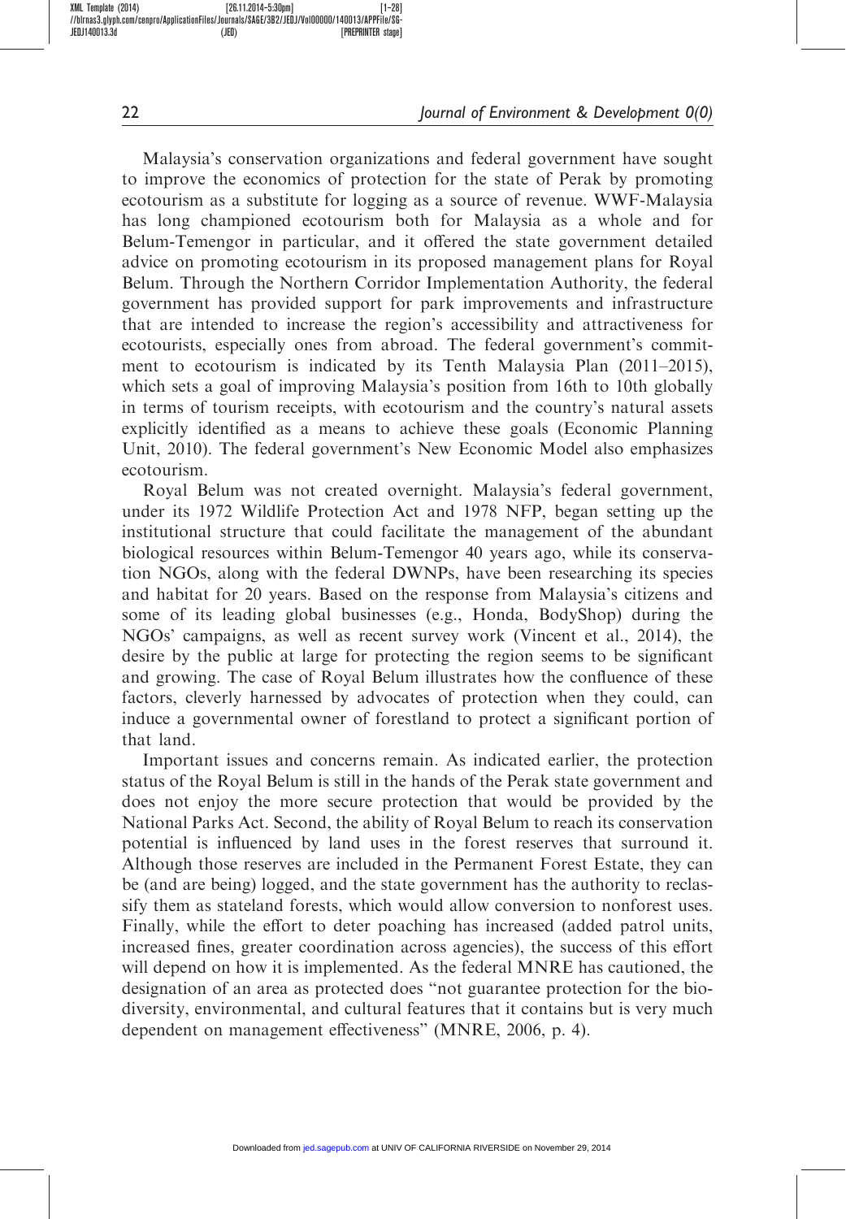Malaysia's conservation organizations and federal government have sought to improve the economics of protection for the state of Perak by promoting ecotourism as a substitute for logging as a source of revenue. WWF-Malaysia has long championed ecotourism both for Malaysia as a whole and for Belum-Temengor in particular, and it offered the state government detailed advice on promoting ecotourism in its proposed management plans for Royal Belum. Through the Northern Corridor Implementation Authority, the federal government has provided support for park improvements and infrastructure that are intended to increase the region's accessibility and attractiveness for ecotourists, especially ones from abroad. The federal government's commitment to ecotourism is indicated by its Tenth Malaysia Plan (2011–2015), which sets a goal of improving Malaysia's position from 16th to 10th globally in terms of tourism receipts, with ecotourism and the country's natural assets explicitly identified as a means to achieve these goals (Economic Planning Unit, 2010). The federal government's New Economic Model also emphasizes ecotourism.

Royal Belum was not created overnight. Malaysia's federal government, under its 1972 Wildlife Protection Act and 1978 NFP, began setting up the institutional structure that could facilitate the management of the abundant biological resources within Belum-Temengor 40 years ago, while its conservation NGOs, along with the federal DWNPs, have been researching its species and habitat for 20 years. Based on the response from Malaysia's citizens and some of its leading global businesses (e.g., Honda, BodyShop) during the NGOs' campaigns, as well as recent survey work (Vincent et al., 2014), the desire by the public at large for protecting the region seems to be significant and growing. The case of Royal Belum illustrates how the confluence of these factors, cleverly harnessed by advocates of protection when they could, can induce a governmental owner of forestland to protect a significant portion of that land.

Important issues and concerns remain. As indicated earlier, the protection status of the Royal Belum is still in the hands of the Perak state government and does not enjoy the more secure protection that would be provided by the National Parks Act. Second, the ability of Royal Belum to reach its conservation potential is influenced by land uses in the forest reserves that surround it. Although those reserves are included in the Permanent Forest Estate, they can be (and are being) logged, and the state government has the authority to reclassify them as stateland forests, which would allow conversion to nonforest uses. Finally, while the effort to deter poaching has increased (added patrol units, increased fines, greater coordination across agencies), the success of this effort will depend on how it is implemented. As the federal MNRE has cautioned, the designation of an area as protected does "not guarantee protection for the biodiversity, environmental, and cultural features that it contains but is very much dependent on management effectiveness" (MNRE, 2006, p. 4).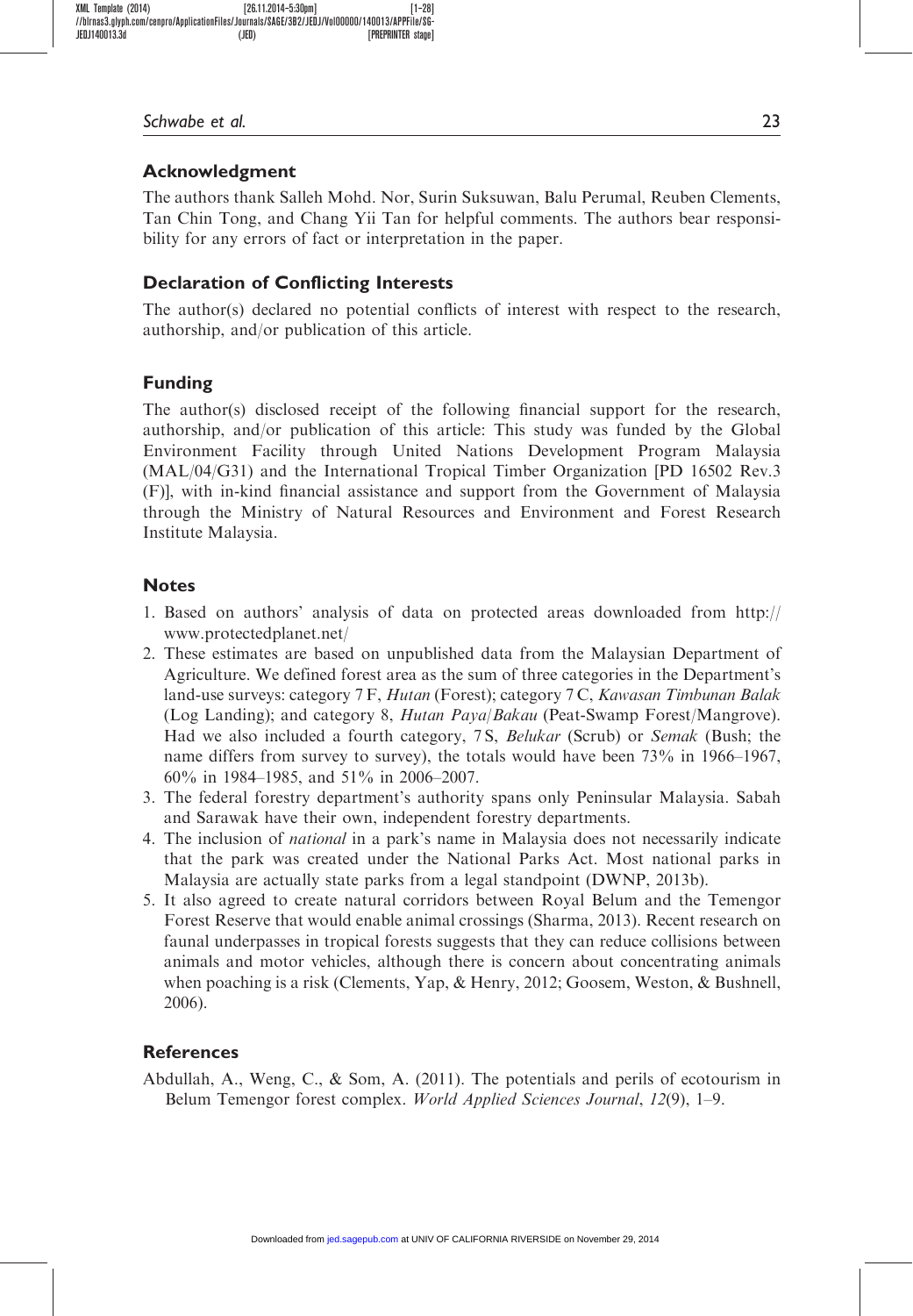## Acknowledgment

The authors thank Salleh Mohd. Nor, Surin Suksuwan, Balu Perumal, Reuben Clements, Tan Chin Tong, and Chang Yii Tan for helpful comments. The authors bear responsibility for any errors of fact or interpretation in the paper.

## Declaration of Conflicting Interests

The author(s) declared no potential conflicts of interest with respect to the research, authorship, and/or publication of this article.

## Funding

The author(s) disclosed receipt of the following financial support for the research, authorship, and/or publication of this article: This study was funded by the Global Environment Facility through United Nations Development Program Malaysia (MAL/04/G31) and the International Tropical Timber Organization [PD 16502 Rev.3 (F)], with in-kind financial assistance and support from the Government of Malaysia through the Ministry of Natural Resources and Environment and Forest Research Institute Malaysia.

## Notes

1. Based on authors' analysis of data on protected areas downloaded from http://www.protectedplanet.net/
2. These estimates are based on unpublished data from the Malaysian Department of Agriculture. We defined forest area as the sum of three categories in the Department's land-use surveys: category 7 F, *Hutan* (Forest); category 7 C, *Kawasan Timbunan Balak* (Log Landing); and category 8, *Hutan Paya/Bakau* (Peat-Swamp Forest/Mangrove). Had we also included a fourth category, 7 S, *Belukar* (Scrub) or *Semak* (Bush; the name differs from survey to survey), the totals would have been 73% in 1966–1967, 60% in 1984–1985, and 51% in 2006–2007.
3. The federal forestry department's authority spans only Peninsular Malaysia. Sabah and Sarawak have their own, independent forestry departments.
4. The inclusion of *national* in a park's name in Malaysia does not necessarily indicate that the park was created under the National Parks Act. Most national parks in Malaysia are actually state parks from a legal standpoint (DWNP, 2013b).
5. It also agreed to create natural corridors between Royal Belum and the Temengor Forest Reserve that would enable animal crossings (Sharma, 2013). Recent research on faunal underpasses in tropical forests suggests that they can reduce collisions between animals and motor vehicles, although there is concern about concentrating animals when poaching is a risk (Clements, Yap, & Henry, 2012; Goosem, Weston, & Bushnell, 2006).

## References

Abdullah, A., Weng, C., & Som, A. (2011). The potentials and perils of ecotourism in Belum Temengor forest complex. *World Applied Sciences Journal*, *12*(9), 1–9.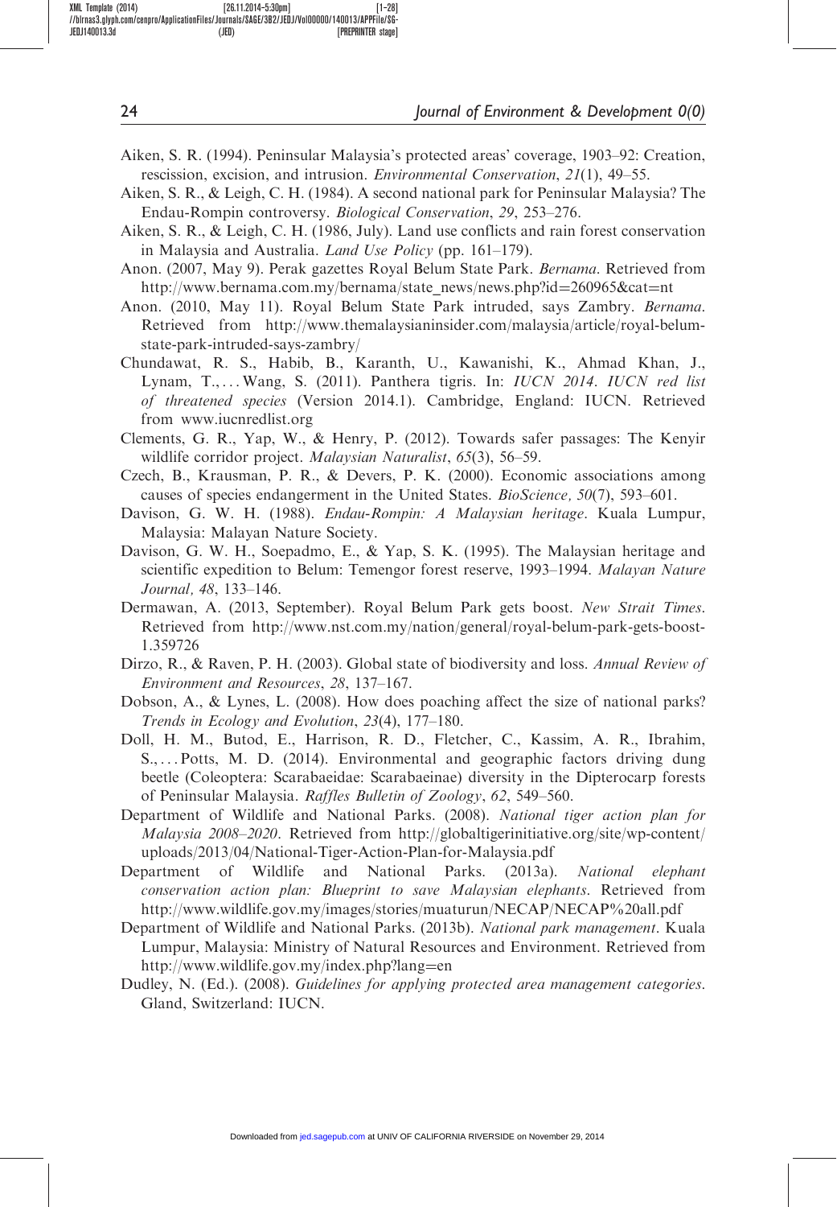Aiken, S. R. (1994). Peninsular Malaysia's protected areas' coverage, 1903–92: Creation, rescission, excision, and intrusion. *Environmental Conservation*, *21*(1), 49–55.

Aiken, S. R., & Leigh, C. H. (1984). A second national park for Peninsular Malaysia? The Endau-Rompin controversy. *Biological Conservation*, *29*, 253–276.

Aiken, S. R., & Leigh, C. H. (1986, July). Land use conflicts and rain forest conservation in Malaysia and Australia. *Land Use Policy* (pp. 161–179).

Anon. (2007, May 9). Perak gazettes Royal Belum State Park. *Bernama*. Retrieved from http://www.bernama.com.my/bernama/state_news/news.php?id=260965&cat=nt

Anon. (2010, May 11). Royal Belum State Park intruded, says Zambry. *Bernama*. Retrieved from http://www.themalaysianinsider.com/malaysia/article/royal-belum-state-park-intruded-says-zambry/

Chundawat, R. S., Habib, B., Karanth, U., Kawanishi, K., Ahmad Khan, J., Lynam, T., ... Wang, S. (2011). Panthera tigris. In: *IUCN 2014. IUCN red list of threatened species* (Version 2014.1). Cambridge, England: IUCN. Retrieved from www.iucnredlist.org

Clements, G. R., Yap, W., & Henry, P. (2012). Towards safer passages: The Kenyir wildlife corridor project. *Malaysian Naturalist*, *65*(3), 56–59.

Czech, B., Krausman, P. R., & Devers, P. K. (2000). Economic associations among causes of species endangerment in the United States. *BioScience, 50*(7), 593–601.

Davison, G. W. H. (1988). *Endau-Rompin: A Malaysian heritage*. Kuala Lumpur, Malaysia: Malayan Nature Society.

Davison, G. W. H., Soepadmo, E., & Yap, S. K. (1995). The Malaysian heritage and scientific expedition to Belum: Temengor forest reserve, 1993–1994. *Malayan Nature Journal, 48*, 133–146.

Dermawan, A. (2013, September). Royal Belum Park gets boost. *New Strait Times*. Retrieved from http://www.nst.com.my/nation/general/royal-belum-park-gets-boost-1.359726

Dirzo, R., & Raven, P. H. (2003). Global state of biodiversity and loss. *Annual Review of Environment and Resources*, *28*, 137–167.

Dobson, A., & Lynes, L. (2008). How does poaching affect the size of national parks? *Trends in Ecology and Evolution*, *23*(4), 177–180.

Doll, H. M., Butod, E., Harrison, R. D., Fletcher, C., Kassim, A. R., Ibrahim, S., ... Potts, M. D. (2014). Environmental and geographic factors driving dung beetle (Coleoptera: Scarabaeidae: Scarabaeinae) diversity in the Dipterocarp forests of Peninsular Malaysia. *Raffles Bulletin of Zoology*, *62*, 549–560.

Department of Wildlife and National Parks. (2008). *National tiger action plan for Malaysia 2008–2020*. Retrieved from http://globaltigerinitiative.org/site/wp-content/uploads/2013/04/National-Tiger-Action-Plan-for-Malaysia.pdf

Department of Wildlife and National Parks. (2013a). *National elephant conservation action plan: Blueprint to save Malaysian elephants*. Retrieved from http://www.wildlife.gov.my/images/stories/muaturun/NECAP/NECAP%20all.pdf

Department of Wildlife and National Parks. (2013b). *National park management*. Kuala Lumpur, Malaysia: Ministry of Natural Resources and Environment. Retrieved from http://www.wildlife.gov.my/index.php?lang=en

Dudley, N. (Ed.). (2008). *Guidelines for applying protected area management categories*. Gland, Switzerland: IUCN.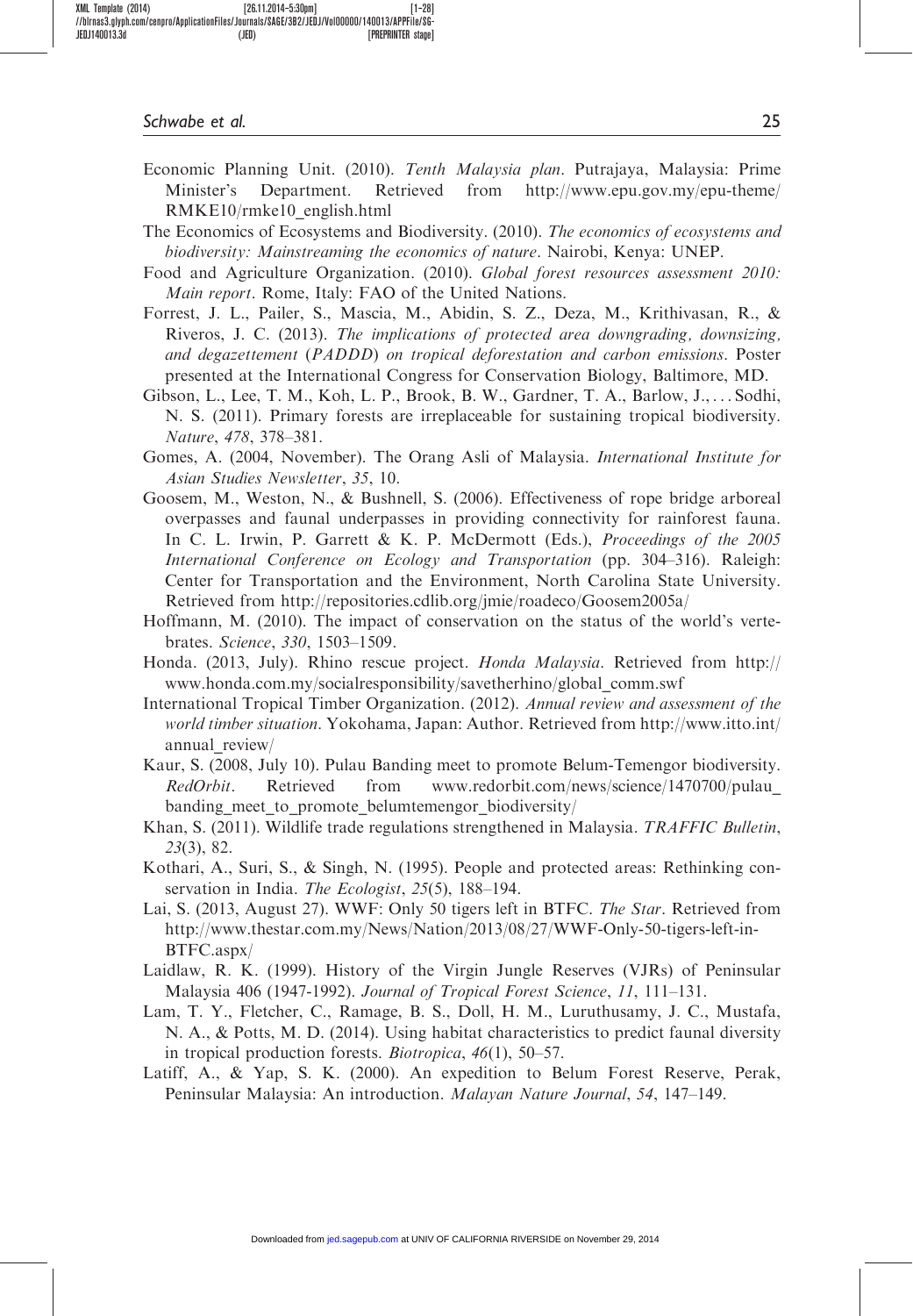Economic Planning Unit. (2010). *Tenth Malaysia plan*. Putrajaya, Malaysia: Prime Minister's Department. Retrieved from http://www.epu.gov.my/epu-theme/RMKE10/rmke10_english.html

The Economics of Ecosystems and Biodiversity. (2010). *The economics of ecosystems and biodiversity: Mainstreaming the economics of nature*. Nairobi, Kenya: UNEP.

Food and Agriculture Organization. (2010). *Global forest resources assessment 2010: Main report*. Rome, Italy: FAO of the United Nations.

Forrest, J. L., Pailer, S., Mascia, M., Abidin, S. Z., Deza, M., Krithivasan, R., & Riveros, J. C. (2013). *The implications of protected area downgrading, downsizing, and degazettement (PADDD) on tropical deforestation and carbon emissions*. Poster presented at the International Congress for Conservation Biology, Baltimore, MD.

Gibson, L., Lee, T. M., Koh, L. P., Brook, B. W., Gardner, T. A., Barlow, J., ... Sodhi, N. S. (2011). Primary forests are irreplaceable for sustaining tropical biodiversity. *Nature*, *478*, 378–381.

Gomes, A. (2004, November). The Orang Asli of Malaysia. *International Institute for Asian Studies Newsletter*, *35*, 10.

Goosem, M., Weston, N., & Bushnell, S. (2006). Effectiveness of rope bridge arboreal overpasses and faunal underpasses in providing connectivity for rainforest fauna. In C. L. Irwin, P. Garrett & K. P. McDermott (Eds.), *Proceedings of the 2005 International Conference on Ecology and Transportation* (pp. 304–316). Raleigh: Center for Transportation and the Environment, North Carolina State University. Retrieved from http://repositories.cdlib.org/jmie/roadeco/Goosem2005a/

Hoffmann, M. (2010). The impact of conservation on the status of the world's vertebrates. *Science*, *330*, 1503–1509.

Honda. (2013, July). Rhino rescue project. *Honda Malaysia*. Retrieved from http://www.honda.com.my/socialresponsibility/savetherhino/global_comm.swf

International Tropical Timber Organization. (2012). *Annual review and assessment of the world timber situation*. Yokohama, Japan: Author. Retrieved from http://www.itto.int/annual_review/

Kaur, S. (2008, July 10). Pulau Banding meet to promote Belum-Temengor biodiversity. *RedOrbit*. Retrieved from www.redorbit.com/news/science/1470700/pulau_banding_meet_to_promote_belumtemengor_biodiversity/

Khan, S. (2011). Wildlife trade regulations strengthened in Malaysia. *TRAFFIC Bulletin*, *23*(3), 82.

Kothari, A., Suri, S., & Singh, N. (1995). People and protected areas: Rethinking conservation in India. *The Ecologist*, *25*(5), 188–194.

Lai, S. (2013, August 27). WWF: Only 50 tigers left in BTFC. *The Star*. Retrieved from http://www.thestar.com.my/News/Nation/2013/08/27/WWF-Only-50-tigers-left-in-BTFC.aspx/

Laidlaw, R. K. (1999). History of the Virgin Jungle Reserves (VJRs) of Peninsular Malaysia 406 (1947-1992). *Journal of Tropical Forest Science*, *11*, 111–131.

Lam, T. Y., Fletcher, C., Ramage, B. S., Doll, H. M., Luruthusamy, J. C., Mustafa, N. A., & Potts, M. D. (2014). Using habitat characteristics to predict faunal diversity in tropical production forests. *Biotropica*, *46*(1), 50–57.

Latiff, A., & Yap, S. K. (2000). An expedition to Belum Forest Reserve, Perak, Peninsular Malaysia: An introduction. *Malayan Nature Journal*, *54*, 147–149.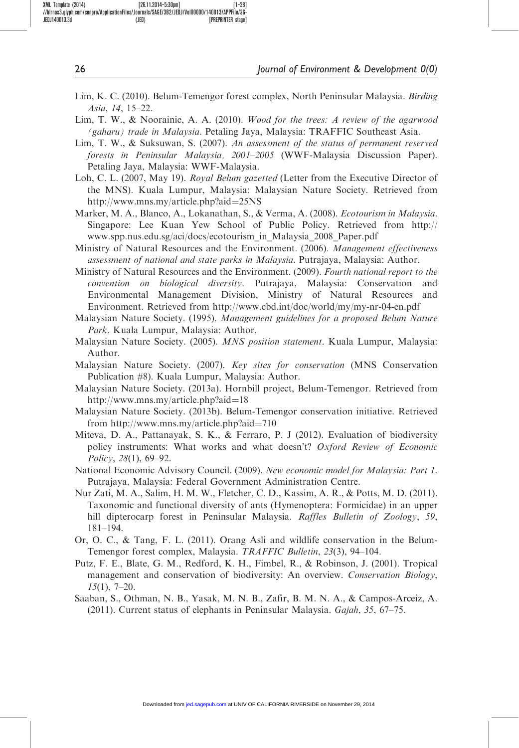Lim, K. C. (2010). Belum-Temengor forest complex, North Peninsular Malaysia. *Birding Asia*, *14*, 15–22.

Lim, T. W., & Noorainie, A. A. (2010). *Wood for the trees: A review of the agarwood (gaharu) trade in Malaysia*. Petaling Jaya, Malaysia: TRAFFIC Southeast Asia.

Lim, T. W., & Suksuwan, S. (2007). *An assessment of the status of permanent reserved forests in Peninsular Malaysia, 2001–2005* (WWF-Malaysia Discussion Paper). Petaling Jaya, Malaysia: WWF-Malaysia.

Loh, C. L. (2007, May 19). *Royal Belum gazetted* (Letter from the Executive Director of the MNS). Kuala Lumpur, Malaysia: Malaysian Nature Society. Retrieved from http://www.mns.my/article.php?aid=25NS

Marker, M. A., Blanco, A., Lokanathan, S., & Verma, A. (2008). *Ecotourism in Malaysia*. Singapore: Lee Kuan Yew School of Public Policy. Retrieved from http://www.spp.nus.edu.sg/aci/docs/ecotourism_in_Malaysia_2008_Paper.pdf

Ministry of Natural Resources and the Environment. (2006). *Management effectiveness assessment of national and state parks in Malaysia*. Putrajaya, Malaysia: Author.

Ministry of Natural Resources and the Environment. (2009). *Fourth national report to the convention on biological diversity*. Putrajaya, Malaysia: Conservation and Environmental Management Division, Ministry of Natural Resources and Environment. Retrieved from http://www.cbd.int/doc/world/my/my-nr-04-en.pdf

Malaysian Nature Society. (1995). *Management guidelines for a proposed Belum Nature Park*. Kuala Lumpur, Malaysia: Author.

Malaysian Nature Society. (2005). *MNS position statement*. Kuala Lumpur, Malaysia: Author.

Malaysian Nature Society. (2007). *Key sites for conservation* (MNS Conservation Publication #8). Kuala Lumpur, Malaysia: Author.

Malaysian Nature Society. (2013a). Hornbill project, Belum-Temengor. Retrieved from http://www.mns.my/article.php?aid=18

Malaysian Nature Society. (2013b). Belum-Temengor conservation initiative. Retrieved from http://www.mns.my/article.php?aid=710

Miteva, D. A., Pattanayak, S. K., & Ferraro, P. J (2012). Evaluation of biodiversity policy instruments: What works and what doesn't? *Oxford Review of Economic Policy*, *28*(1), 69–92.

National Economic Advisory Council. (2009). *New economic model for Malaysia: Part 1*. Putrajaya, Malaysia: Federal Government Administration Centre.

Nur Zati, M. A., Salim, H. M. W., Fletcher, C. D., Kassim, A. R., & Potts, M. D. (2011). Taxonomic and functional diversity of ants (Hymenoptera: Formicidae) in an upper hill dipterocarp forest in Peninsular Malaysia. *Raffles Bulletin of Zoology*, *59*, 181–194.

Or, O. C., & Tang, F. L. (2011). Orang Asli and wildlife conservation in the Belum-Temengor forest complex, Malaysia. *TRAFFIC Bulletin*, *23*(3), 94–104.

Putz, F. E., Blate, G. M., Redford, K. H., Fimbel, R., & Robinson, J. (2001). Tropical management and conservation of biodiversity: An overview. *Conservation Biology*, *15*(1), 7–20.

Saaban, S., Othman, N. B., Yasak, M. N. B., Zafir, B. M. N. A., & Campos-Arceiz, A. (2011). Current status of elephants in Peninsular Malaysia. *Gajah*, *35*, 67–75.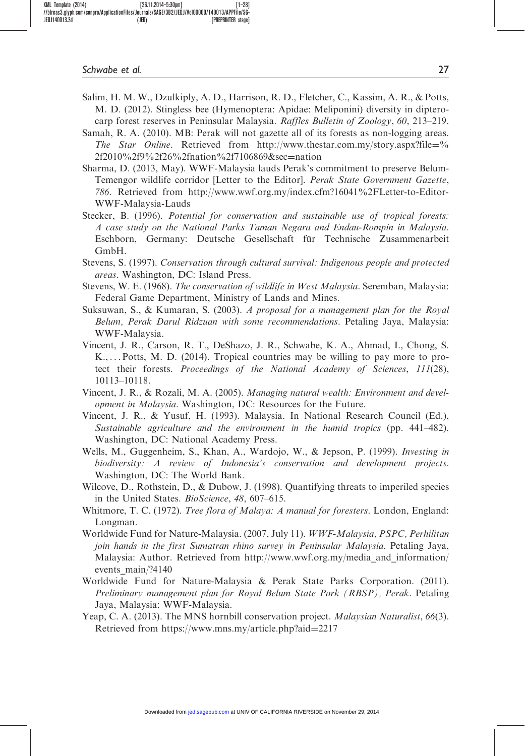Salim, H. M. W., Dzulkiply, A. D., Harrison, R. D., Fletcher, C., Kassim, A. R., & Potts, M. D. (2012). Stingless bee (Hymenoptera: Apidae: Meliponini) diversity in dipterocarp forest reserves in Peninsular Malaysia. *Raffles Bulletin of Zoology*, *60*, 213–219.

Samah, R. A. (2010). MB: Perak will not gazette all of its forests as non-logging areas. *The Star Online*. Retrieved from http://www.thestar.com.my/story.aspx?file=%2f2010%2f9%2f26%2fnation%2f7106869&sec=nation

Sharma, D. (2013, May). WWF-Malaysia lauds Perak's commitment to preserve Belum-Temengor wildlife corridor [Letter to the Editor]. *Perak State Government Gazette*, *786*. Retrieved from http://www.wwf.org.my/index.cfm?16041%2FLetter-to-Editor-WWF-Malaysia-Lauds

Stecker, B. (1996). *Potential for conservation and sustainable use of tropical forests: A case study on the National Parks Taman Negara and Endau-Rompin in Malaysia*. Eschborn, Germany: Deutsche Gesellschaft für Technische Zusammenarbeit GmbH.

Stevens, S. (1997). *Conservation through cultural survival: Indigenous people and protected areas*. Washington, DC: Island Press.

Stevens, W. E. (1968). *The conservation of wildlife in West Malaysia*. Seremban, Malaysia: Federal Game Department, Ministry of Lands and Mines.

Suksuwan, S., & Kumaran, S. (2003). *A proposal for a management plan for the Royal Belum, Perak Darul Ridzuan with some recommendations*. Petaling Jaya, Malaysia: WWF-Malaysia.

Vincent, J. R., Carson, R. T., DeShazo, J. R., Schwabe, K. A., Ahmad, I., Chong, S. K., ... Potts, M. D. (2014). Tropical countries may be willing to pay more to protect their forests. *Proceedings of the National Academy of Sciences*, *111*(28), 10113–10118.

Vincent, J. R., & Rozali, M. A. (2005). *Managing natural wealth: Environment and development in Malaysia*. Washington, DC: Resources for the Future.

Vincent, J. R., & Yusuf, H. (1993). Malaysia. In National Research Council (Ed.), *Sustainable agriculture and the environment in the humid tropics* (pp. 441–482). Washington, DC: National Academy Press.

Wells, M., Guggenheim, S., Khan, A., Wardojo, W., & Jepson, P. (1999). *Investing in biodiversity: A review of Indonesia's conservation and development projects*. Washington, DC: The World Bank.

Wilcove, D., Rothstein, D., & Dubow, J. (1998). Quantifying threats to imperiled species in the United States. *BioScience*, *48*, 607–615.

Whitmore, T. C. (1972). *Tree flora of Malaya: A manual for foresters*. London, England: Longman.

Worldwide Fund for Nature-Malaysia. (2007, July 11). *WWF-Malaysia, PSPC, Perhilitan join hands in the first Sumatran rhino survey in Peninsular Malaysia*. Petaling Jaya, Malaysia: Author. Retrieved from http://www.wwf.org.my/media_and_information/events_main/?4140

Worldwide Fund for Nature-Malaysia & Perak State Parks Corporation. (2011). *Preliminary management plan for Royal Belum State Park (RBSP), Perak*. Petaling Jaya, Malaysia: WWF-Malaysia.

Yeap, C. A. (2013). The MNS hornbill conservation project. *Malaysian Naturalist*, *66*(3). Retrieved from https://www.mns.my/article.php?aid=2217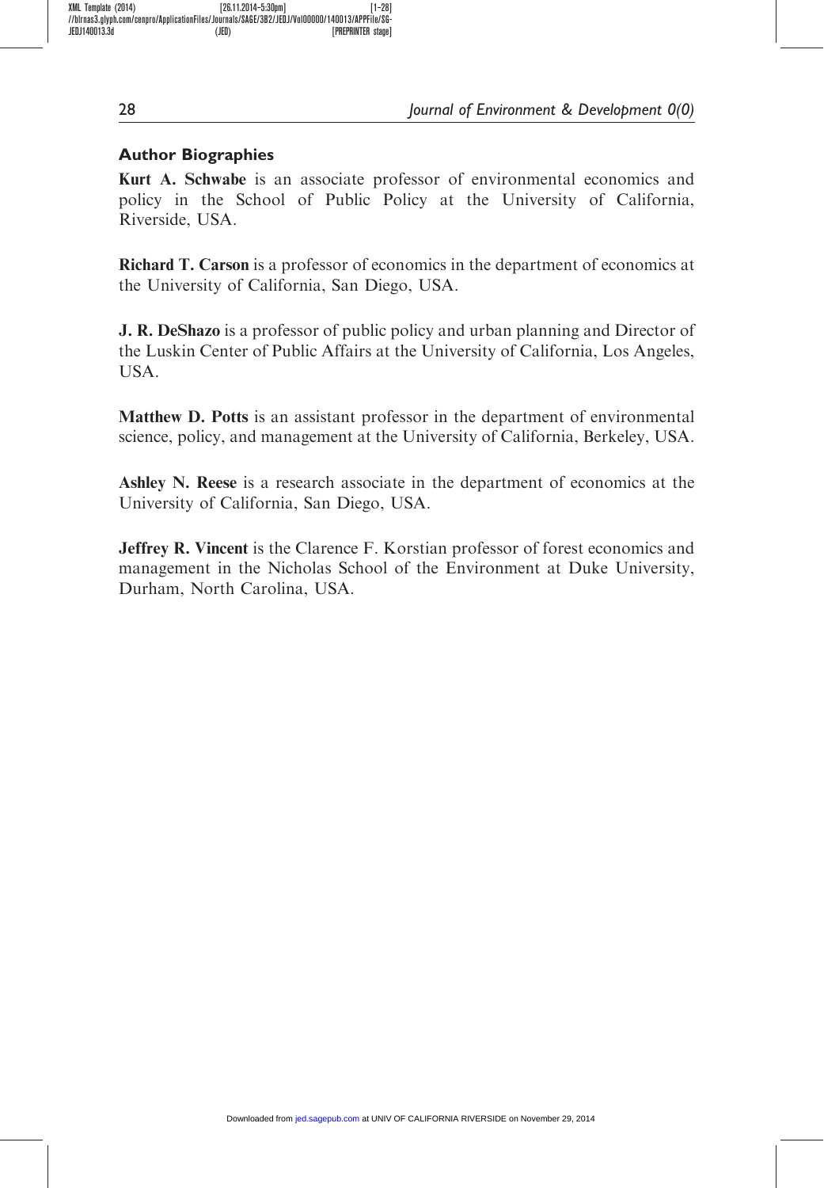## Author Biographies

**Kurt A. Schwabe** is an associate professor of environmental economics and policy in the School of Public Policy at the University of California, Riverside, USA.

**Richard T. Carson** is a professor of economics in the department of economics at the University of California, San Diego, USA.

**J. R. DeShazo** is a professor of public policy and urban planning and Director of the Luskin Center of Public Affairs at the University of California, Los Angeles, USA.

**Matthew D. Potts** is an assistant professor in the department of environmental science, policy, and management at the University of California, Berkeley, USA.

**Ashley N. Reese** is a research associate in the department of economics at the University of California, San Diego, USA.

**Jeffrey R. Vincent** is the Clarence F. Korstian professor of forest economics and management in the Nicholas School of the Environment at Duke University, Durham, North Carolina, USA.